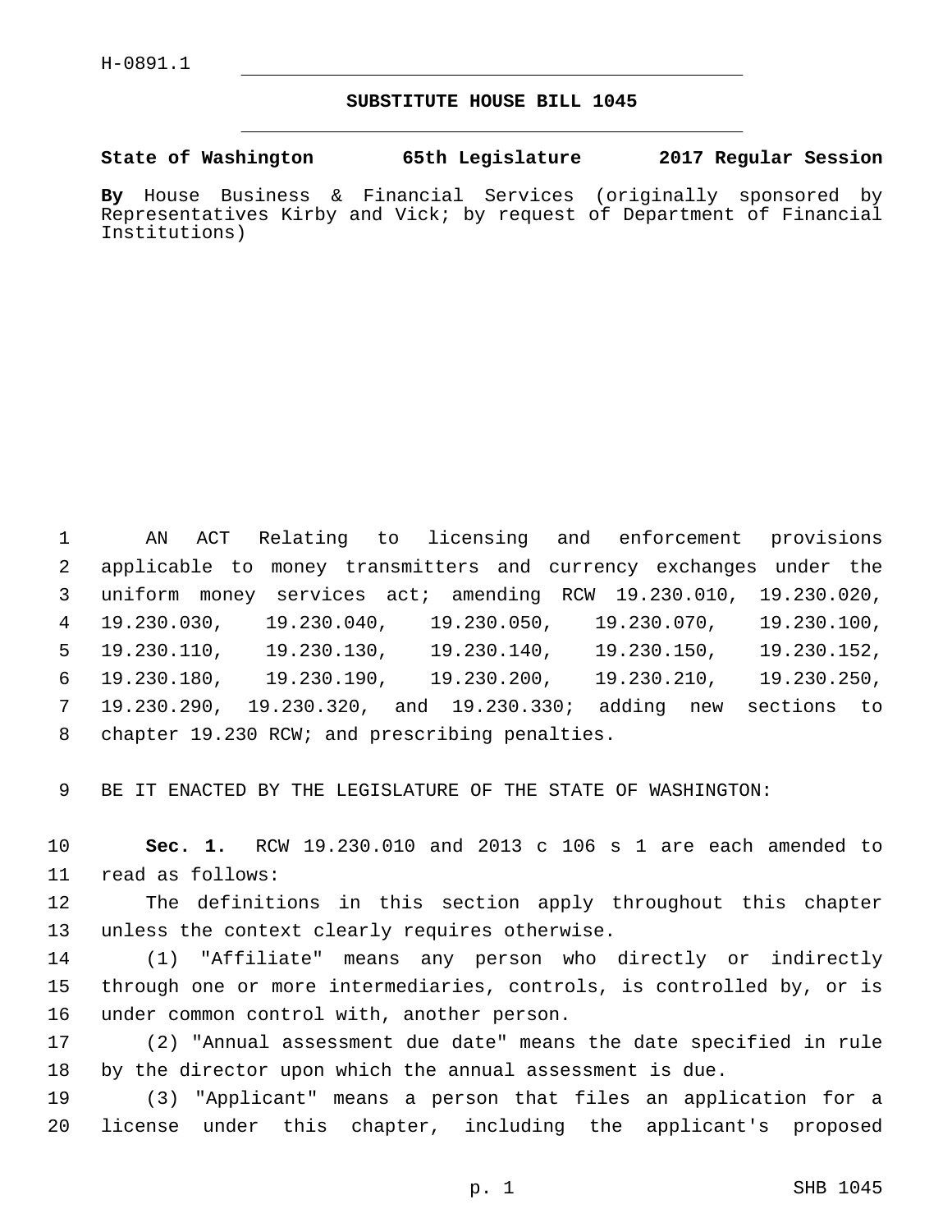H-0891.1

# SUBSTITUTE HOUSE BILL 1045

**State of Washington 65th Legislature 2017 Regular Session**

**By** House Business & Financial Services (originally sponsored by Representatives Kirby and Vick; by request of Department of Financial Institutions)

AN ACT Relating to licensing and enforcement provisions applicable to money transmitters and currency exchanges under the uniform money services act; amending RCW 19.230.010, 19.230.020, 19.230.030, 19.230.040, 19.230.050, 19.230.070, 19.230.100, 19.230.110, 19.230.130, 19.230.140, 19.230.150, 19.230.152, 19.230.180, 19.230.190, 19.230.200, 19.230.210, 19.230.250, 19.230.290, 19.230.320, and 19.230.330; adding new sections to chapter 19.230 RCW; and prescribing penalties.

BE IT ENACTED BY THE LEGISLATURE OF THE STATE OF WASHINGTON:

**Sec. 1.** RCW 19.230.010 and 2013 c 106 s 1 are each amended to read as follows:

The definitions in this section apply throughout this chapter unless the context clearly requires otherwise.

(1) "Affiliate" means any person who directly or indirectly through one or more intermediaries, controls, is controlled by, or is under common control with, another person.

(2) "Annual assessment due date" means the date specified in rule by the director upon which the annual assessment is due.

(3) "Applicant" means a person that files an application for a license under this chapter, including the applicant's proposed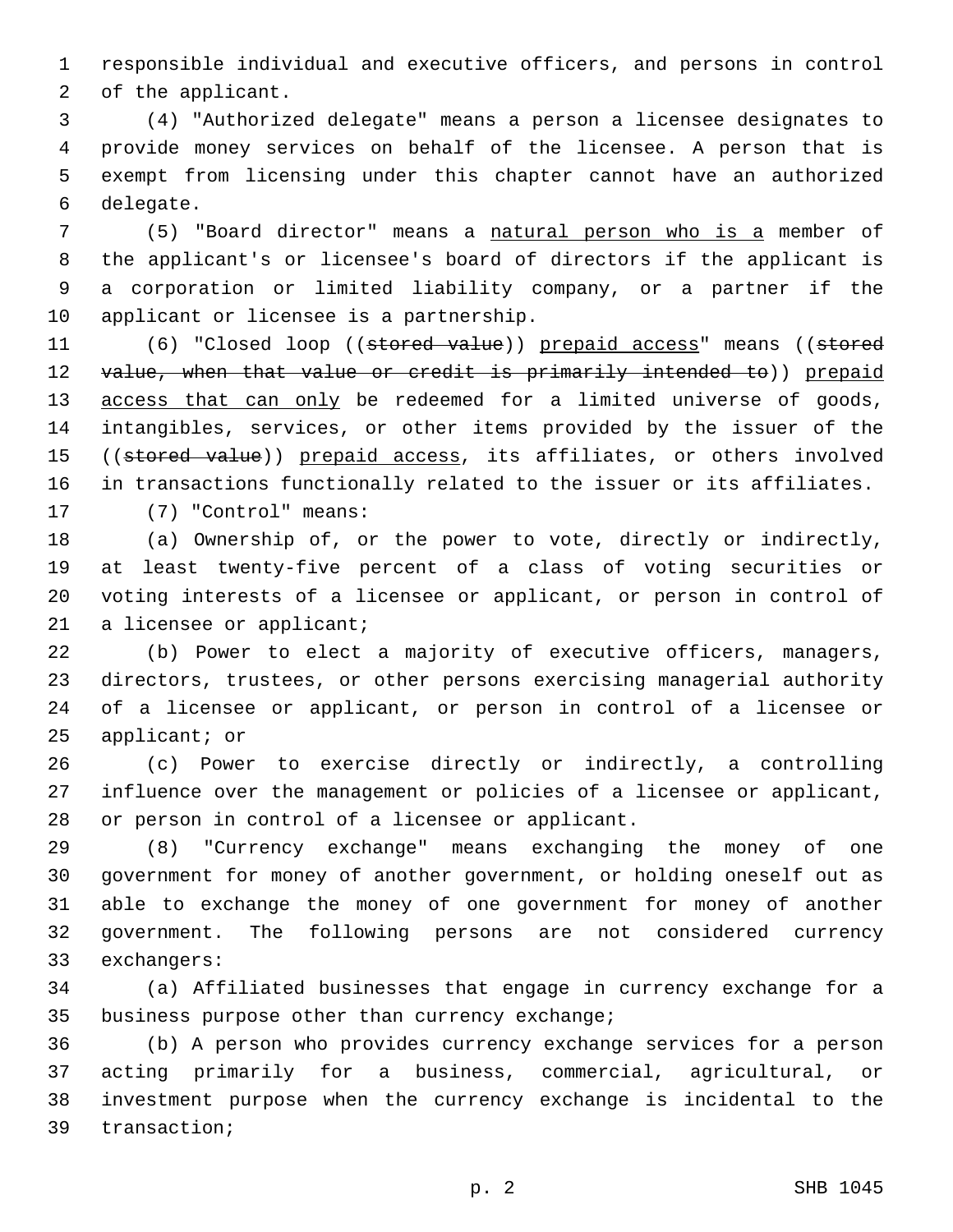responsible individual and executive officers, and persons in control of the applicant.

(4) "Authorized delegate" means a person a licensee designates to provide money services on behalf of the licensee. A person that is exempt from licensing under this chapter cannot have an authorized delegate.

(5) "Board director" means a natural person who is a member of the applicant's or licensee's board of directors if the applicant is a corporation or limited liability company, or a partner if the applicant or licensee is a partnership.

(6) "Closed loop ((~~stored value~~)) prepaid access" means ((~~stored value, when that value or credit is primarily intended to~~)) prepaid access that can only be redeemed for a limited universe of goods, intangibles, services, or other items provided by the issuer of the ((~~stored value~~)) prepaid access, its affiliates, or others involved in transactions functionally related to the issuer or its affiliates.

(7) "Control" means:

(a) Ownership of, or the power to vote, directly or indirectly, at least twenty-five percent of a class of voting securities or voting interests of a licensee or applicant, or person in control of a licensee or applicant;

(b) Power to elect a majority of executive officers, managers, directors, trustees, or other persons exercising managerial authority of a licensee or applicant, or person in control of a licensee or applicant; or

(c) Power to exercise directly or indirectly, a controlling influence over the management or policies of a licensee or applicant, or person in control of a licensee or applicant.

(8) "Currency exchange" means exchanging the money of one government for money of another government, or holding oneself out as able to exchange the money of one government for money of another government. The following persons are not considered currency exchangers:

(a) Affiliated businesses that engage in currency exchange for a business purpose other than currency exchange;

(b) A person who provides currency exchange services for a person acting primarily for a business, commercial, agricultural, or investment purpose when the currency exchange is incidental to the transaction;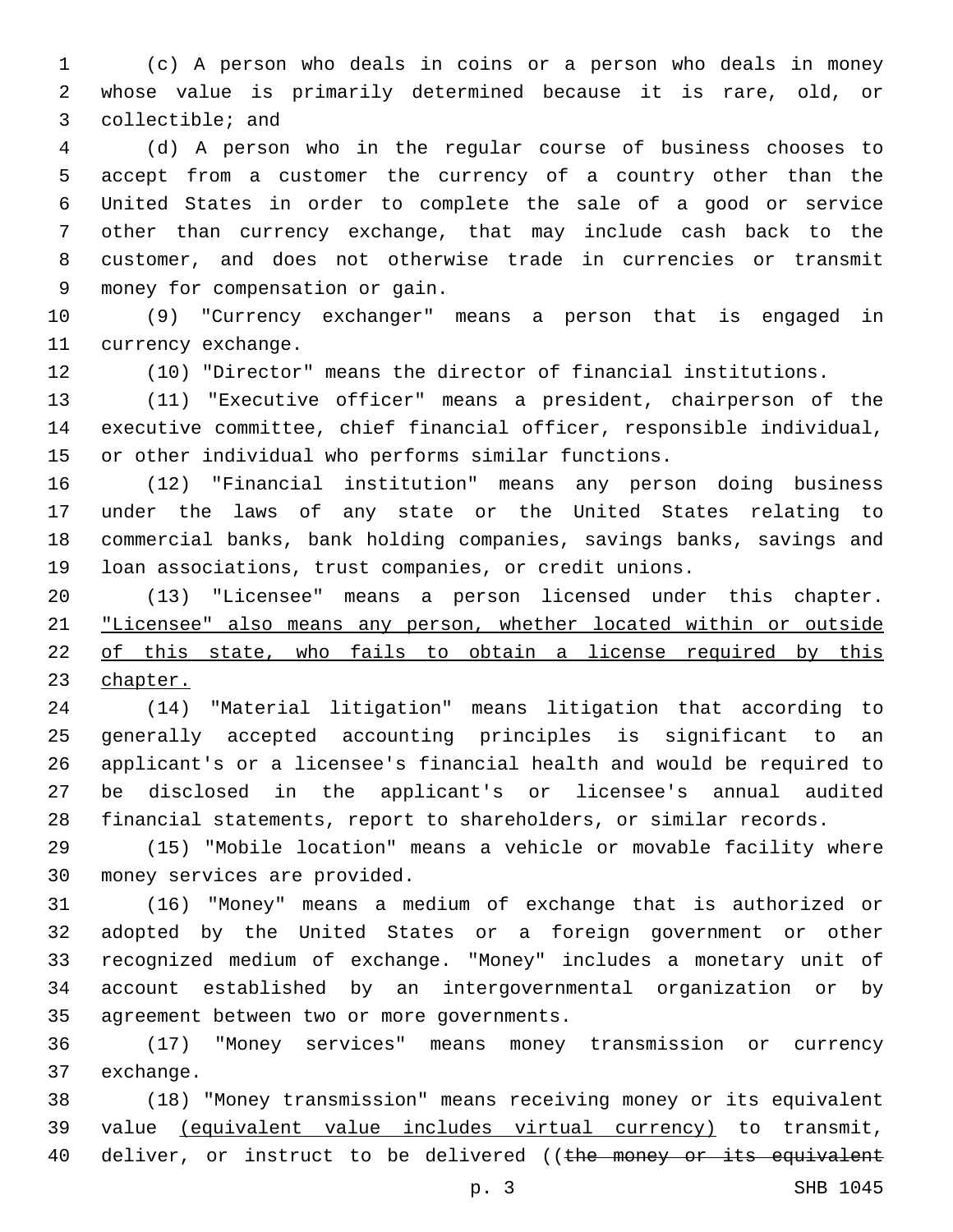(c) A person who deals in coins or a person who deals in money whose value is primarily determined because it is rare, old, or collectible; and

(d) A person who in the regular course of business chooses to accept from a customer the currency of a country other than the United States in order to complete the sale of a good or service other than currency exchange, that may include cash back to the customer, and does not otherwise trade in currencies or transmit money for compensation or gain.

(9) "Currency exchanger" means a person that is engaged in currency exchange.

(10) "Director" means the director of financial institutions.

(11) "Executive officer" means a president, chairperson of the executive committee, chief financial officer, responsible individual, or other individual who performs similar functions.

(12) "Financial institution" means any person doing business under the laws of any state or the United States relating to commercial banks, bank holding companies, savings banks, savings and loan associations, trust companies, or credit unions.

(13) "Licensee" means a person licensed under this chapter. <u>"Licensee" also means any person, whether located within or outside of this state, who fails to obtain a license required by this chapter.</u>

(14) "Material litigation" means litigation that according to generally accepted accounting principles is significant to an applicant's or a licensee's financial health and would be required to be disclosed in the applicant's or licensee's annual audited financial statements, report to shareholders, or similar records.

(15) "Mobile location" means a vehicle or movable facility where money services are provided.

(16) "Money" means a medium of exchange that is authorized or adopted by the United States or a foreign government or other recognized medium of exchange. "Money" includes a monetary unit of account established by an intergovernmental organization or by agreement between two or more governments.

(17) "Money services" means money transmission or currency exchange.

(18) "Money transmission" means receiving money or its equivalent value <u>(equivalent value includes virtual currency)</u> to transmit, deliver, or instruct to be delivered ((~~the money or its equivalent~~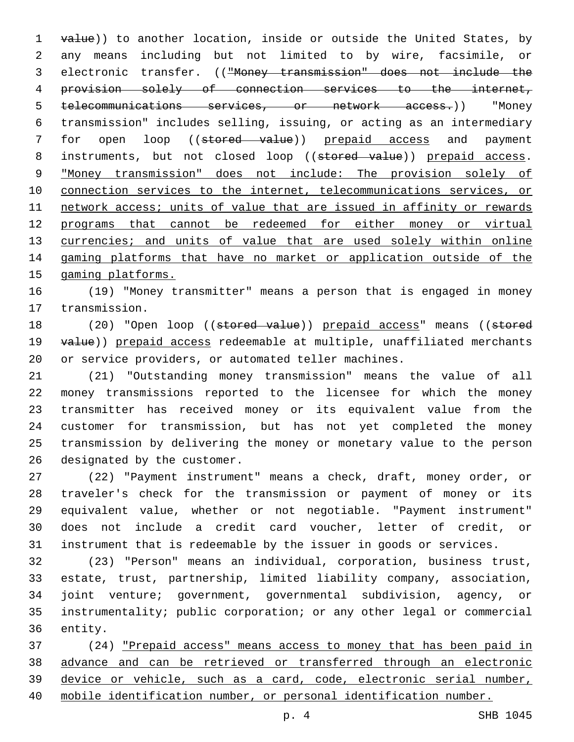value)) to another location, inside or outside the United States, by any means including but not limited to by wire, facsimile, or electronic transfer. (("Money transmission" does not include the provision solely of connection services to the internet, telecommunications services, or network access.)) "Money transmission" includes selling, issuing, or acting as an intermediary for open loop ((stored value)) prepaid access and payment instruments, but not closed loop ((stored value)) prepaid access. "Money transmission" does not include: The provision solely of connection services to the internet, telecommunications services, or network access; units of value that are issued in affinity or rewards programs that cannot be redeemed for either money or virtual currencies; and units of value that are used solely within online gaming platforms that have no market or application outside of the gaming platforms.

(19) "Money transmitter" means a person that is engaged in money transmission.

(20) "Open loop ((stored value)) prepaid access" means ((stored value)) prepaid access redeemable at multiple, unaffiliated merchants or service providers, or automated teller machines.

(21) "Outstanding money transmission" means the value of all money transmissions reported to the licensee for which the money transmitter has received money or its equivalent value from the customer for transmission, but has not yet completed the money transmission by delivering the money or monetary value to the person designated by the customer.

(22) "Payment instrument" means a check, draft, money order, or traveler's check for the transmission or payment of money or its equivalent value, whether or not negotiable. "Payment instrument" does not include a credit card voucher, letter of credit, or instrument that is redeemable by the issuer in goods or services.

(23) "Person" means an individual, corporation, business trust, estate, trust, partnership, limited liability company, association, joint venture; government, governmental subdivision, agency, or instrumentality; public corporation; or any other legal or commercial entity.

(24) "Prepaid access" means access to money that has been paid in advance and can be retrieved or transferred through an electronic device or vehicle, such as a card, code, electronic serial number, mobile identification number, or personal identification number.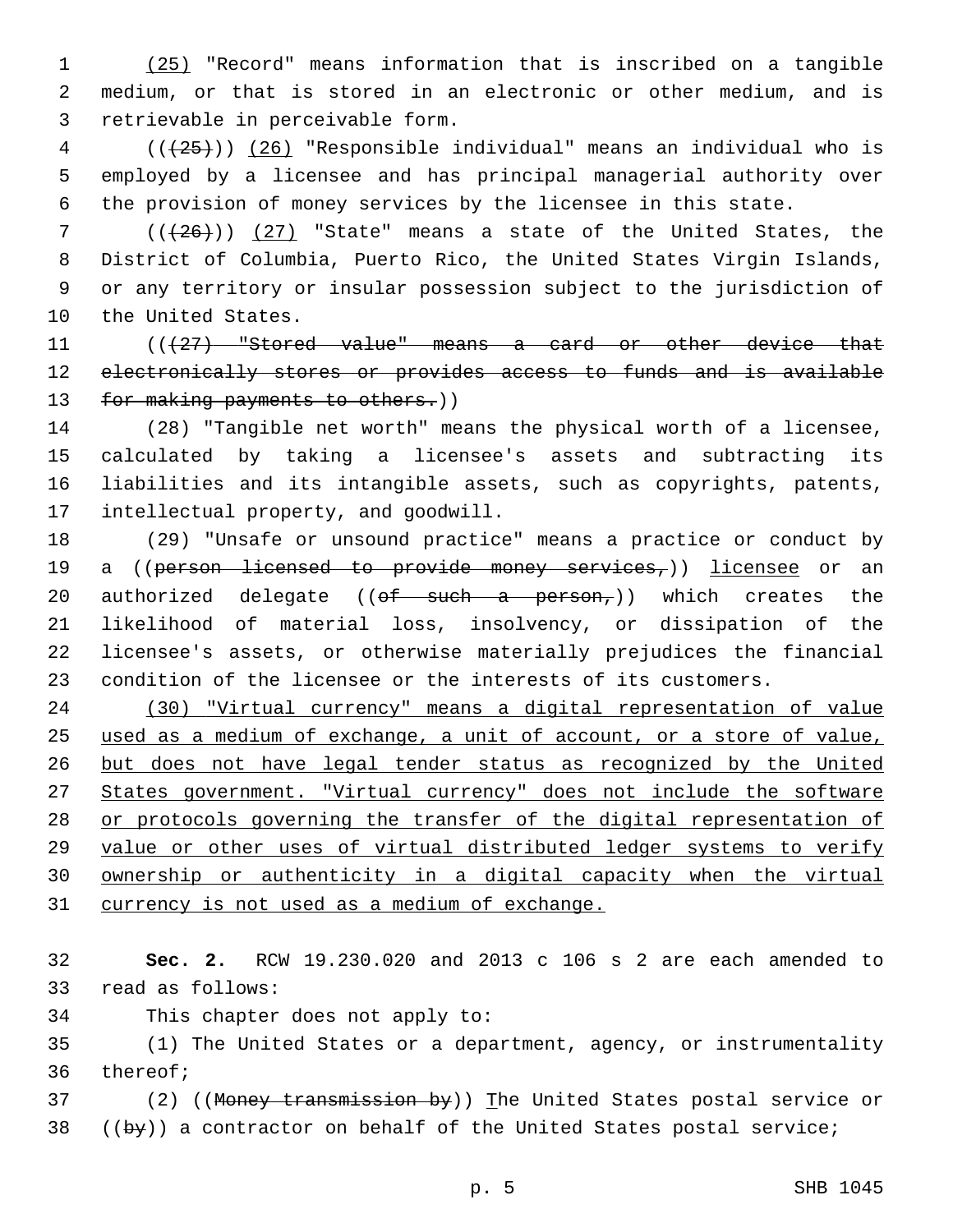(25) "Record" means information that is inscribed on a tangible medium, or that is stored in an electronic or other medium, and is retrievable in perceivable form.

(((25))) (26) "Responsible individual" means an individual who is employed by a licensee and has principal managerial authority over the provision of money services by the licensee in this state.

(((26))) (27) "State" means a state of the United States, the District of Columbia, Puerto Rico, the United States Virgin Islands, or any territory or insular possession subject to the jurisdiction of the United States.

(((27) "Stored value" means a card or other device that electronically stores or provides access to funds and is available for making payments to others.))

(28) "Tangible net worth" means the physical worth of a licensee, calculated by taking a licensee's assets and subtracting its liabilities and its intangible assets, such as copyrights, patents, intellectual property, and goodwill.

(29) "Unsafe or unsound practice" means a practice or conduct by a ((person licensed to provide money services,)) licensee or an authorized delegate ((of such a person,)) which creates the likelihood of material loss, insolvency, or dissipation of the licensee's assets, or otherwise materially prejudices the financial condition of the licensee or the interests of its customers.

(30) "Virtual currency" means a digital representation of value used as a medium of exchange, a unit of account, or a store of value, but does not have legal tender status as recognized by the United States government. "Virtual currency" does not include the software or protocols governing the transfer of the digital representation of value or other uses of virtual distributed ledger systems to verify ownership or authenticity in a digital capacity when the virtual currency is not used as a medium of exchange.

**Sec. 2.** RCW 19.230.020 and 2013 c 106 s 2 are each amended to read as follows:

This chapter does not apply to:

(1) The United States or a department, agency, or instrumentality thereof;

(2) ((Money transmission by)) The United States postal service or ((by)) a contractor on behalf of the United States postal service;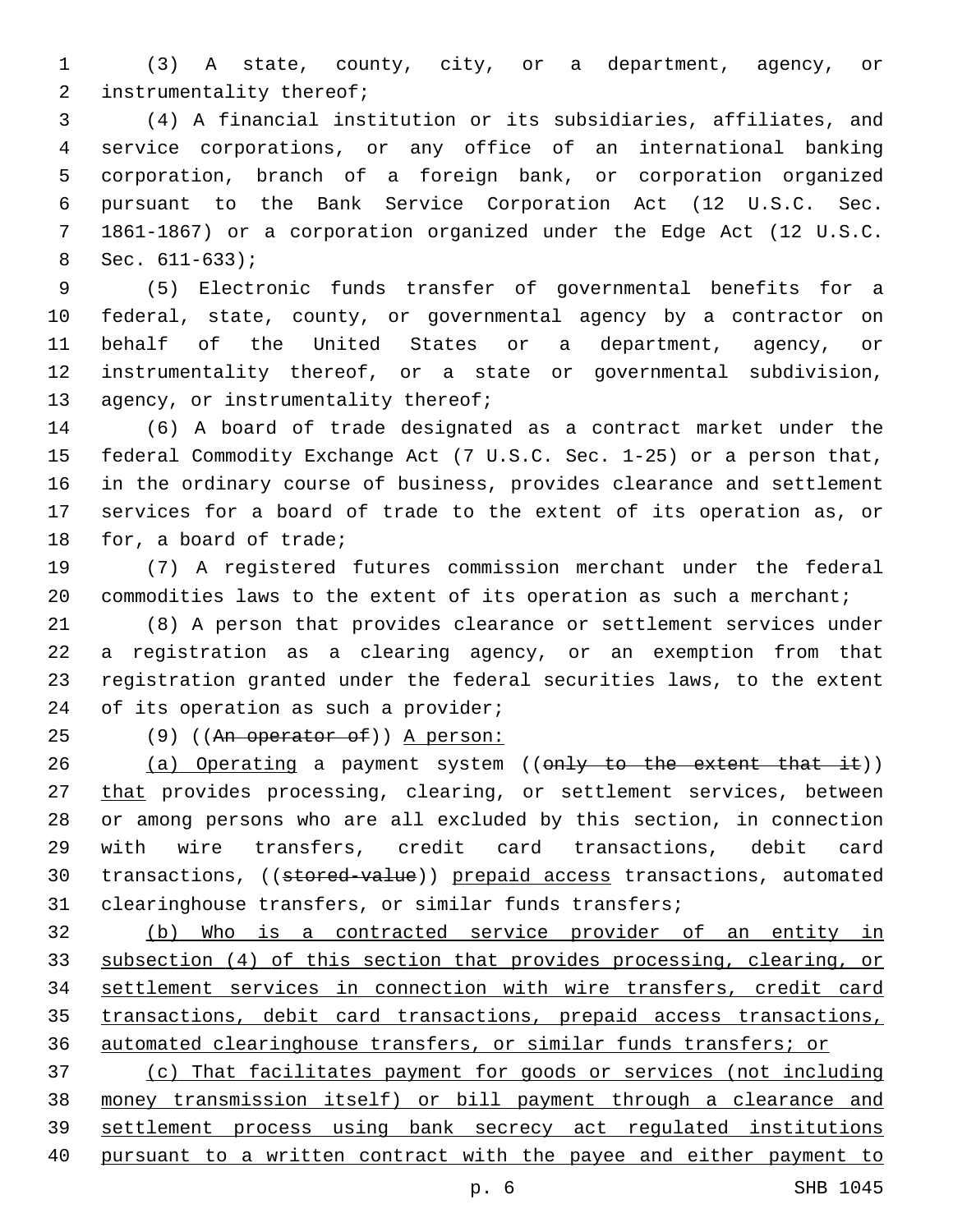(3) A state, county, city, or a department, agency, or instrumentality thereof;

(4) A financial institution or its subsidiaries, affiliates, and service corporations, or any office of an international banking corporation, branch of a foreign bank, or corporation organized pursuant to the Bank Service Corporation Act (12 U.S.C. Sec. 1861-1867) or a corporation organized under the Edge Act (12 U.S.C. Sec. 611-633);

(5) Electronic funds transfer of governmental benefits for a federal, state, county, or governmental agency by a contractor on behalf of the United States or a department, agency, or instrumentality thereof, or a state or governmental subdivision, agency, or instrumentality thereof;

(6) A board of trade designated as a contract market under the federal Commodity Exchange Act (7 U.S.C. Sec. 1-25) or a person that, in the ordinary course of business, provides clearance and settlement services for a board of trade to the extent of its operation as, or for, a board of trade;

(7) A registered futures commission merchant under the federal commodities laws to the extent of its operation as such a merchant;

(8) A person that provides clearance or settlement services under a registration as a clearing agency, or an exemption from that registration granted under the federal securities laws, to the extent of its operation as such a provider;

(9) ((~~An operator of~~)) <u>A person:</u>

<u>(a) Operating</u> a payment system ((~~only to the extent that it~~)) <u>that</u> provides processing, clearing, or settlement services, between or among persons who are all excluded by this section, in connection with wire transfers, credit card transactions, debit card transactions, ((~~stored-value~~)) <u>prepaid access</u> transactions, automated clearinghouse transfers, or similar funds transfers;

<u>(b) Who is a contracted service provider of an entity in subsection (4) of this section that provides processing, clearing, or settlement services in connection with wire transfers, credit card transactions, debit card transactions, prepaid access transactions, automated clearinghouse transfers, or similar funds transfers; or</u>

<u>(c) That facilitates payment for goods or services (not including money transmission itself) or bill payment through a clearance and settlement process using bank secrecy act regulated institutions pursuant to a written contract with the payee and either payment to</u>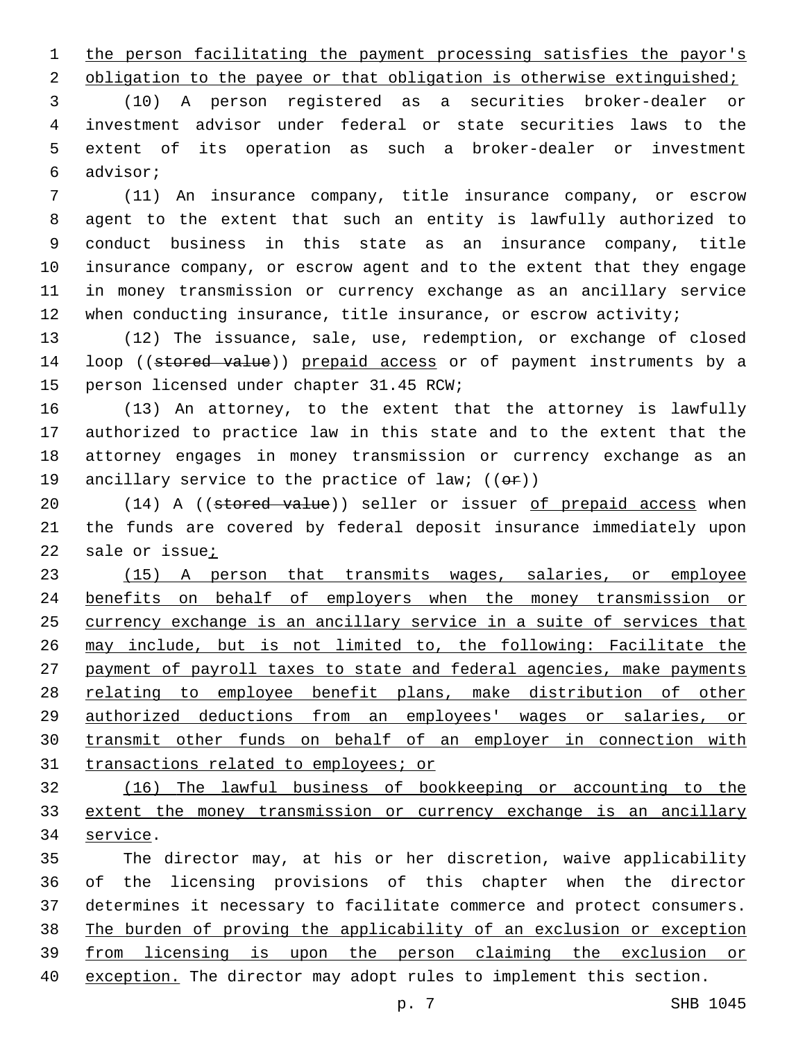the person facilitating the payment processing satisfies the payor's obligation to the payee or that obligation is otherwise extinguished;

(10) A person registered as a securities broker-dealer or investment advisor under federal or state securities laws to the extent of its operation as such a broker-dealer or investment advisor;

(11) An insurance company, title insurance company, or escrow agent to the extent that such an entity is lawfully authorized to conduct business in this state as an insurance company, title insurance company, or escrow agent and to the extent that they engage in money transmission or currency exchange as an ancillary service when conducting insurance, title insurance, or escrow activity;

(12) The issuance, sale, use, redemption, or exchange of closed loop ((~~stored value~~)) prepaid access or of payment instruments by a person licensed under chapter 31.45 RCW;

(13) An attorney, to the extent that the attorney is lawfully authorized to practice law in this state and to the extent that the attorney engages in money transmission or currency exchange as an ancillary service to the practice of law; ((~~or~~))

(14) A ((~~stored value~~)) seller or issuer of prepaid access when the funds are covered by federal deposit insurance immediately upon sale or issue;

(15) A person that transmits wages, salaries, or employee benefits on behalf of employers when the money transmission or currency exchange is an ancillary service in a suite of services that may include, but is not limited to, the following: Facilitate the payment of payroll taxes to state and federal agencies, make payments relating to employee benefit plans, make distribution of other authorized deductions from an employees' wages or salaries, or transmit other funds on behalf of an employer in connection with transactions related to employees; or

(16) The lawful business of bookkeeping or accounting to the extent the money transmission or currency exchange is an ancillary service.

The director may, at his or her discretion, waive applicability of the licensing provisions of this chapter when the director determines it necessary to facilitate commerce and protect consumers. The burden of proving the applicability of an exclusion or exception from licensing is upon the person claiming the exclusion or exception. The director may adopt rules to implement this section.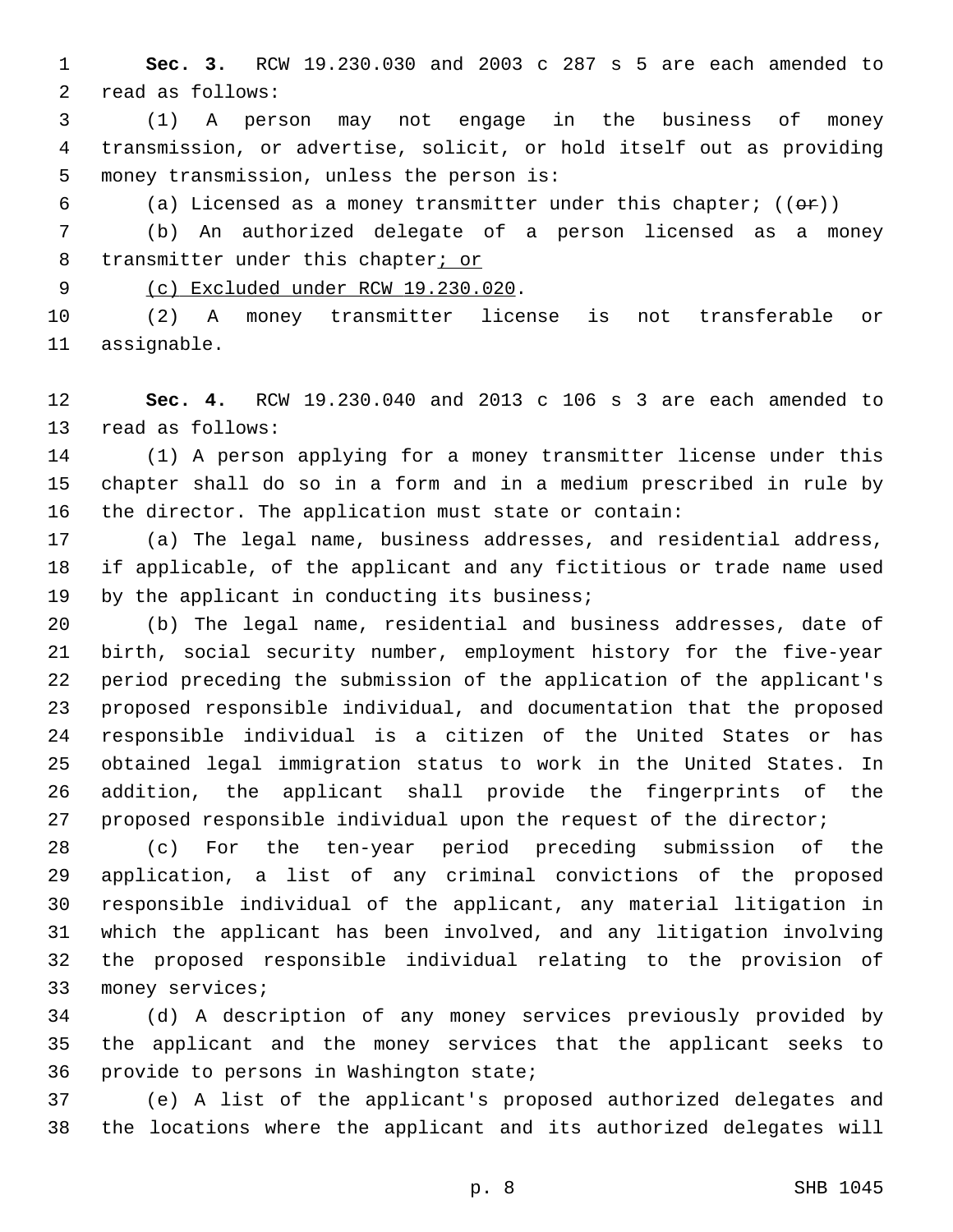**Sec. 3.** RCW 19.230.030 and 2003 c 287 s 5 are each amended to read as follows:

(1) A person may not engage in the business of money transmission, or advertise, solicit, or hold itself out as providing money transmission, unless the person is:

(a) Licensed as a money transmitter under this chapter; ((~~or~~))

(b) An authorized delegate of a person licensed as a money transmitter under this chapter; or

(c) Excluded under RCW 19.230.020.

(2) A money transmitter license is not transferable or assignable.

**Sec. 4.** RCW 19.230.040 and 2013 c 106 s 3 are each amended to read as follows:

(1) A person applying for a money transmitter license under this chapter shall do so in a form and in a medium prescribed in rule by the director. The application must state or contain:

(a) The legal name, business addresses, and residential address, if applicable, of the applicant and any fictitious or trade name used by the applicant in conducting its business;

(b) The legal name, residential and business addresses, date of birth, social security number, employment history for the five-year period preceding the submission of the application of the applicant's proposed responsible individual, and documentation that the proposed responsible individual is a citizen of the United States or has obtained legal immigration status to work in the United States. In addition, the applicant shall provide the fingerprints of the proposed responsible individual upon the request of the director;

(c) For the ten-year period preceding submission of the application, a list of any criminal convictions of the proposed responsible individual of the applicant, any material litigation in which the applicant has been involved, and any litigation involving the proposed responsible individual relating to the provision of money services;

(d) A description of any money services previously provided by the applicant and the money services that the applicant seeks to provide to persons in Washington state;

(e) A list of the applicant's proposed authorized delegates and the locations where the applicant and its authorized delegates will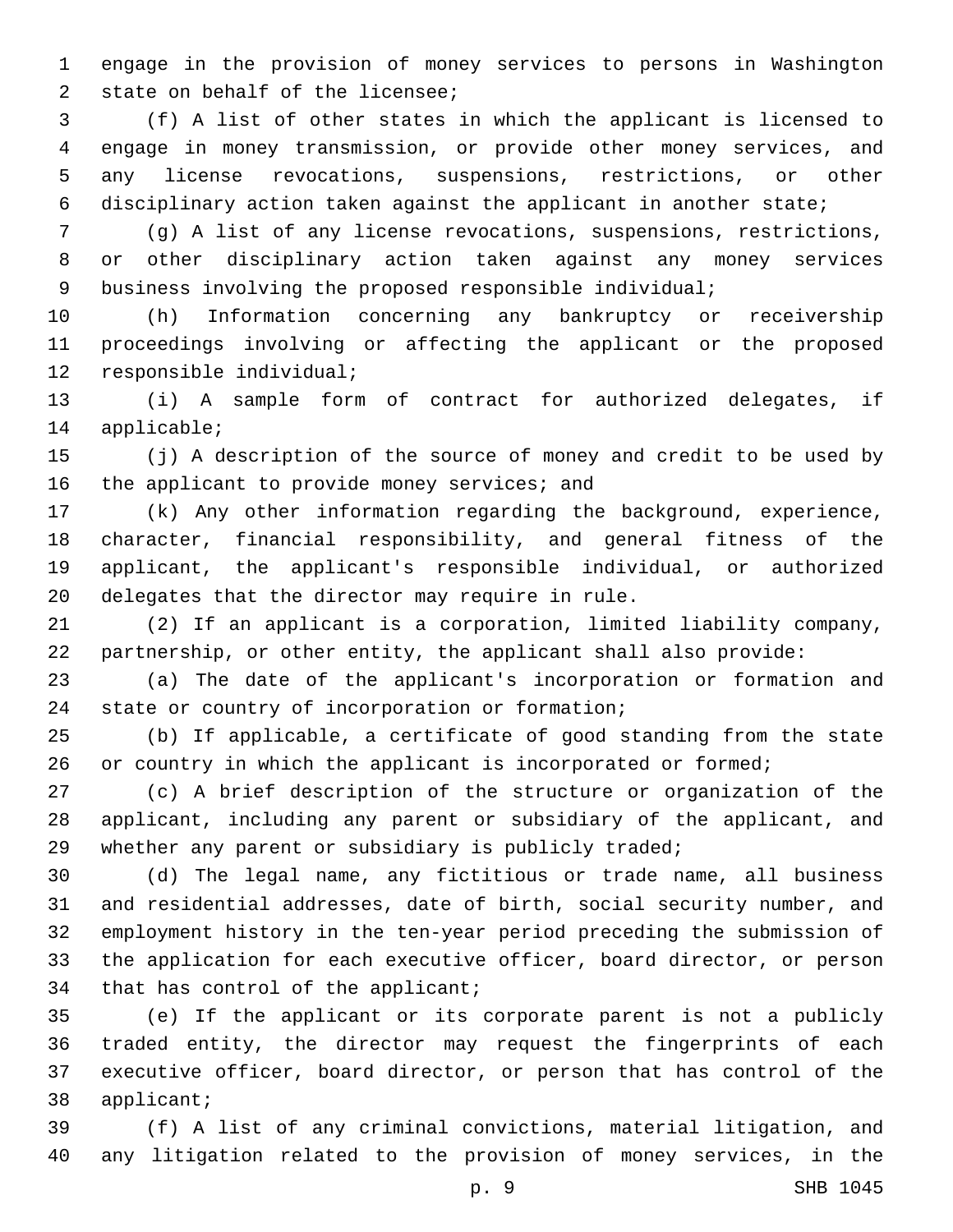engage in the provision of money services to persons in Washington state on behalf of the licensee;

(f) A list of other states in which the applicant is licensed to engage in money transmission, or provide other money services, and any license revocations, suspensions, restrictions, or other disciplinary action taken against the applicant in another state;

(g) A list of any license revocations, suspensions, restrictions, or other disciplinary action taken against any money services business involving the proposed responsible individual;

(h) Information concerning any bankruptcy or receivership proceedings involving or affecting the applicant or the proposed responsible individual;

(i) A sample form of contract for authorized delegates, if applicable;

(j) A description of the source of money and credit to be used by the applicant to provide money services; and

(k) Any other information regarding the background, experience, character, financial responsibility, and general fitness of the applicant, the applicant's responsible individual, or authorized delegates that the director may require in rule.

(2) If an applicant is a corporation, limited liability company, partnership, or other entity, the applicant shall also provide:

(a) The date of the applicant's incorporation or formation and state or country of incorporation or formation;

(b) If applicable, a certificate of good standing from the state or country in which the applicant is incorporated or formed;

(c) A brief description of the structure or organization of the applicant, including any parent or subsidiary of the applicant, and whether any parent or subsidiary is publicly traded;

(d) The legal name, any fictitious or trade name, all business and residential addresses, date of birth, social security number, and employment history in the ten-year period preceding the submission of the application for each executive officer, board director, or person that has control of the applicant;

(e) If the applicant or its corporate parent is not a publicly traded entity, the director may request the fingerprints of each executive officer, board director, or person that has control of the applicant;

(f) A list of any criminal convictions, material litigation, and any litigation related to the provision of money services, in the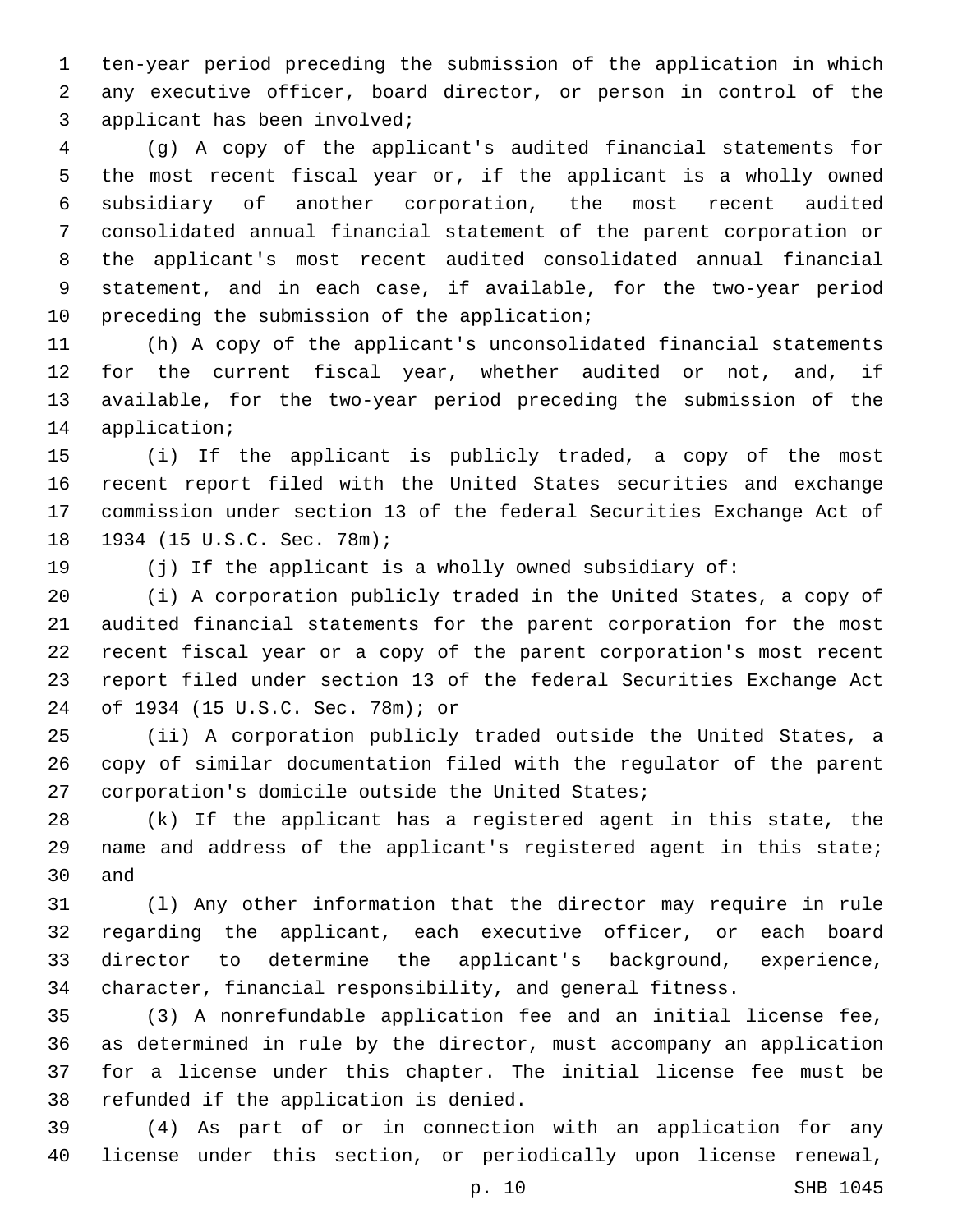ten-year period preceding the submission of the application in which any executive officer, board director, or person in control of the applicant has been involved;

(g) A copy of the applicant's audited financial statements for the most recent fiscal year or, if the applicant is a wholly owned subsidiary of another corporation, the most recent audited consolidated annual financial statement of the parent corporation or the applicant's most recent audited consolidated annual financial statement, and in each case, if available, for the two-year period preceding the submission of the application;

(h) A copy of the applicant's unconsolidated financial statements for the current fiscal year, whether audited or not, and, if available, for the two-year period preceding the submission of the application;

(i) If the applicant is publicly traded, a copy of the most recent report filed with the United States securities and exchange commission under section 13 of the federal Securities Exchange Act of 1934 (15 U.S.C. Sec. 78m);

(j) If the applicant is a wholly owned subsidiary of:

(i) A corporation publicly traded in the United States, a copy of audited financial statements for the parent corporation for the most recent fiscal year or a copy of the parent corporation's most recent report filed under section 13 of the federal Securities Exchange Act of 1934 (15 U.S.C. Sec. 78m); or

(ii) A corporation publicly traded outside the United States, a copy of similar documentation filed with the regulator of the parent corporation's domicile outside the United States;

(k) If the applicant has a registered agent in this state, the name and address of the applicant's registered agent in this state; and

(l) Any other information that the director may require in rule regarding the applicant, each executive officer, or each board director to determine the applicant's background, experience, character, financial responsibility, and general fitness.

(3) A nonrefundable application fee and an initial license fee, as determined in rule by the director, must accompany an application for a license under this chapter. The initial license fee must be refunded if the application is denied.

(4) As part of or in connection with an application for any license under this section, or periodically upon license renewal,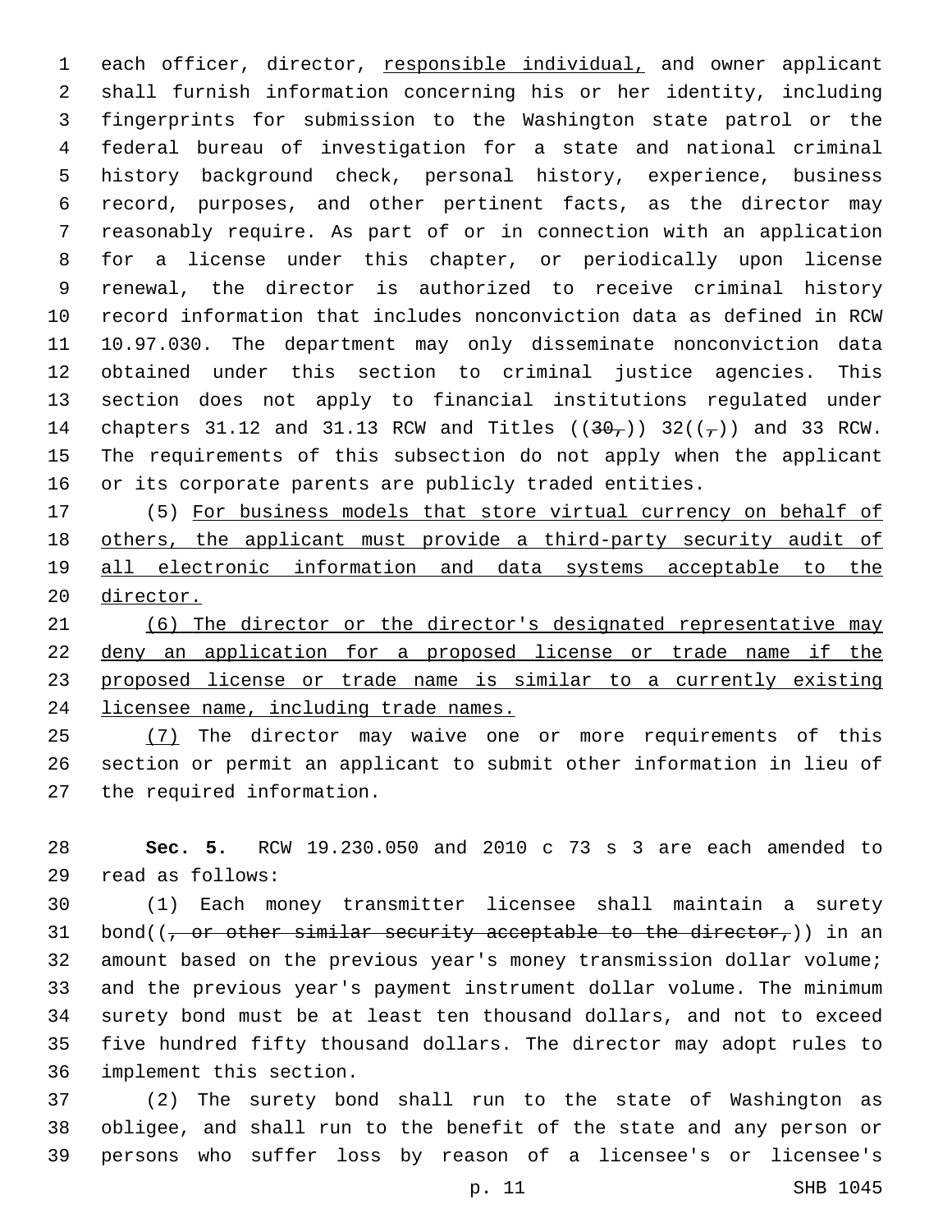each officer, director, <u>responsible individual,</u> and owner applicant shall furnish information concerning his or her identity, including fingerprints for submission to the Washington state patrol or the federal bureau of investigation for a state and national criminal history background check, personal history, experience, business record, purposes, and other pertinent facts, as the director may reasonably require. As part of or in connection with an application for a license under this chapter, or periodically upon license renewal, the director is authorized to receive criminal history record information that includes nonconviction data as defined in RCW 10.97.030. The department may only disseminate nonconviction data obtained under this section to criminal justice agencies. This section does not apply to financial institutions regulated under chapters 31.12 and 31.13 RCW and Titles ((~~30,~~)) 32((~~,~~)) and 33 RCW. The requirements of this subsection do not apply when the applicant or its corporate parents are publicly traded entities.

(5) <u>For business models that store virtual currency on behalf of others, the applicant must provide a third-party security audit of all electronic information and data systems acceptable to the director.</u>

<u>(6) The director or the director's designated representative may deny an application for a proposed license or trade name if the proposed license or trade name is similar to a currently existing licensee name, including trade names.</u>

<u>(7)</u> The director may waive one or more requirements of this section or permit an applicant to submit other information in lieu of the required information.

**Sec. 5.** RCW 19.230.050 and 2010 c 73 s 3 are each amended to read as follows:

(1) Each money transmitter licensee shall maintain a surety bond((~~, or other similar security acceptable to the director,~~)) in an amount based on the previous year's money transmission dollar volume; and the previous year's payment instrument dollar volume. The minimum surety bond must be at least ten thousand dollars, and not to exceed five hundred fifty thousand dollars. The director may adopt rules to implement this section.

(2) The surety bond shall run to the state of Washington as obligee, and shall run to the benefit of the state and any person or persons who suffer loss by reason of a licensee's or licensee's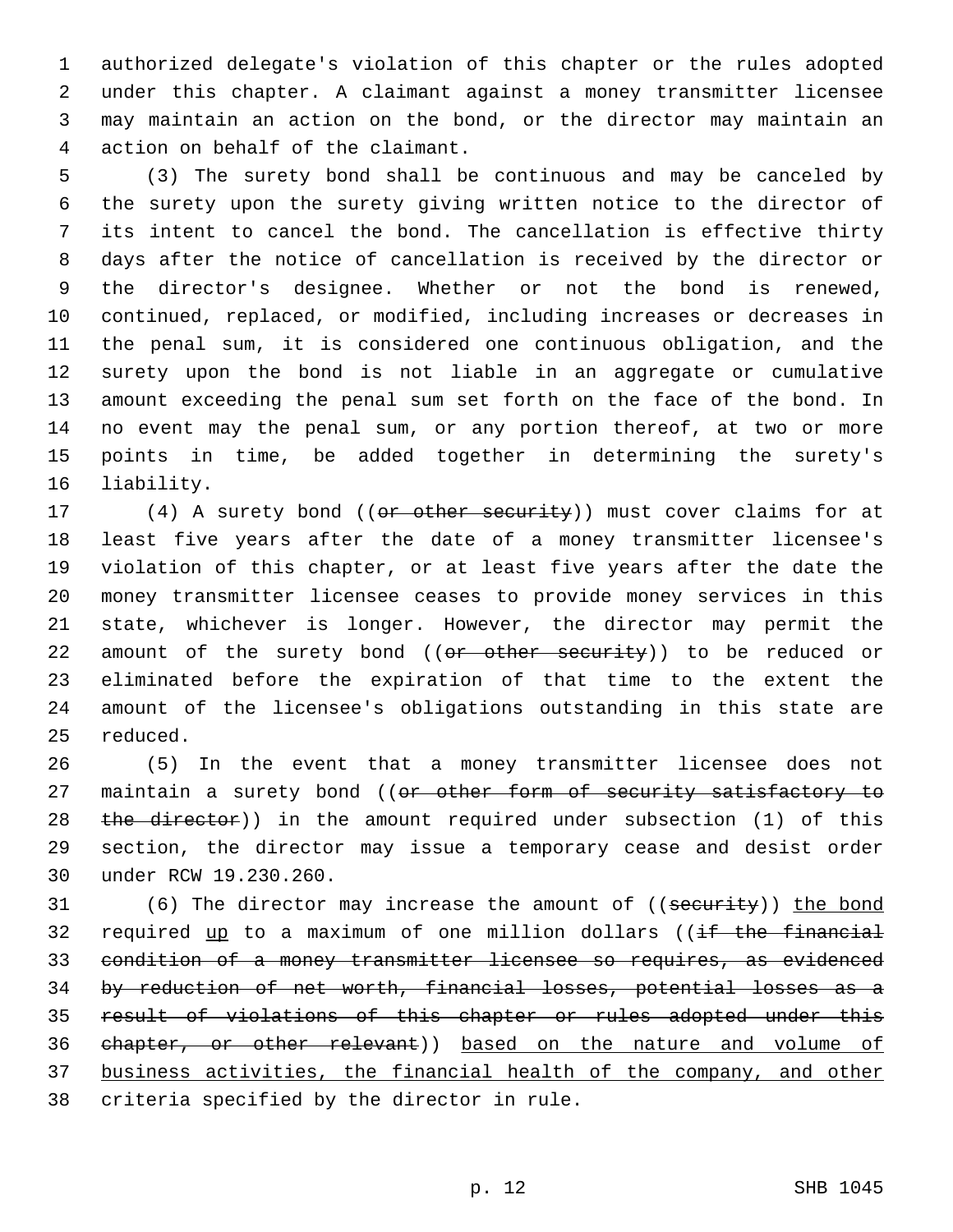authorized delegate's violation of this chapter or the rules adopted under this chapter. A claimant against a money transmitter licensee may maintain an action on the bond, or the director may maintain an action on behalf of the claimant.

(3) The surety bond shall be continuous and may be canceled by the surety upon the surety giving written notice to the director of its intent to cancel the bond. The cancellation is effective thirty days after the notice of cancellation is received by the director or the director's designee. Whether or not the bond is renewed, continued, replaced, or modified, including increases or decreases in the penal sum, it is considered one continuous obligation, and the surety upon the bond is not liable in an aggregate or cumulative amount exceeding the penal sum set forth on the face of the bond. In no event may the penal sum, or any portion thereof, at two or more points in time, be added together in determining the surety's liability.

(4) A surety bond ((~~or other security~~)) must cover claims for at least five years after the date of a money transmitter licensee's violation of this chapter, or at least five years after the date the money transmitter licensee ceases to provide money services in this state, whichever is longer. However, the director may permit the amount of the surety bond ((~~or other security~~)) to be reduced or eliminated before the expiration of that time to the extent the amount of the licensee's obligations outstanding in this state are reduced.

(5) In the event that a money transmitter licensee does not maintain a surety bond ((~~or other form of security satisfactory to the director~~)) in the amount required under subsection (1) of this section, the director may issue a temporary cease and desist order under RCW 19.230.260.

(6) The director may increase the amount of ((~~security~~)) <u>the bond</u> required <u>up</u> to a maximum of one million dollars ((~~if the financial condition of a money transmitter licensee so requires, as evidenced by reduction of net worth, financial losses, potential losses as a result of violations of this chapter or rules adopted under this chapter, or other relevant~~)) <u>based on the nature and volume of business activities, the financial health of the company, and other</u> criteria specified by the director in rule.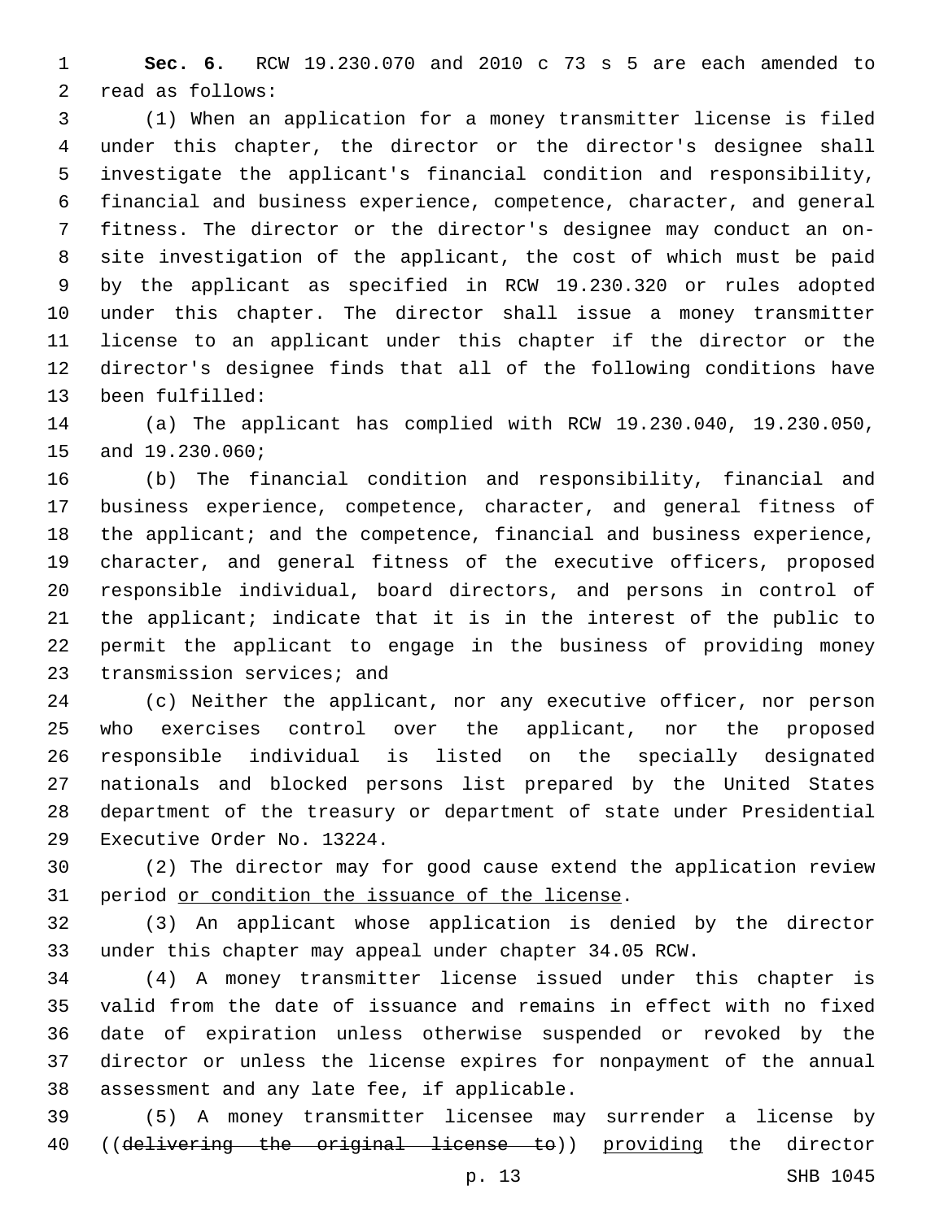**Sec. 6.** RCW 19.230.070 and 2010 c 73 s 5 are each amended to read as follows:

(1) When an application for a money transmitter license is filed under this chapter, the director or the director's designee shall investigate the applicant's financial condition and responsibility, financial and business experience, competence, character, and general fitness. The director or the director's designee may conduct an on-site investigation of the applicant, the cost of which must be paid by the applicant as specified in RCW 19.230.320 or rules adopted under this chapter. The director shall issue a money transmitter license to an applicant under this chapter if the director or the director's designee finds that all of the following conditions have been fulfilled:

(a) The applicant has complied with RCW 19.230.040, 19.230.050, and 19.230.060;

(b) The financial condition and responsibility, financial and business experience, competence, character, and general fitness of the applicant; and the competence, financial and business experience, character, and general fitness of the executive officers, proposed responsible individual, board directors, and persons in control of the applicant; indicate that it is in the interest of the public to permit the applicant to engage in the business of providing money transmission services; and

(c) Neither the applicant, nor any executive officer, nor person who exercises control over the applicant, nor the proposed responsible individual is listed on the specially designated nationals and blocked persons list prepared by the United States department of the treasury or department of state under Presidential Executive Order No. 13224.

(2) The director may for good cause extend the application review period <u>or condition the issuance of the license</u>.

(3) An applicant whose application is denied by the director under this chapter may appeal under chapter 34.05 RCW.

(4) A money transmitter license issued under this chapter is valid from the date of issuance and remains in effect with no fixed date of expiration unless otherwise suspended or revoked by the director or unless the license expires for nonpayment of the annual assessment and any late fee, if applicable.

(5) A money transmitter licensee may surrender a license by ((~~delivering the original license to~~)) <u>providing</u> the director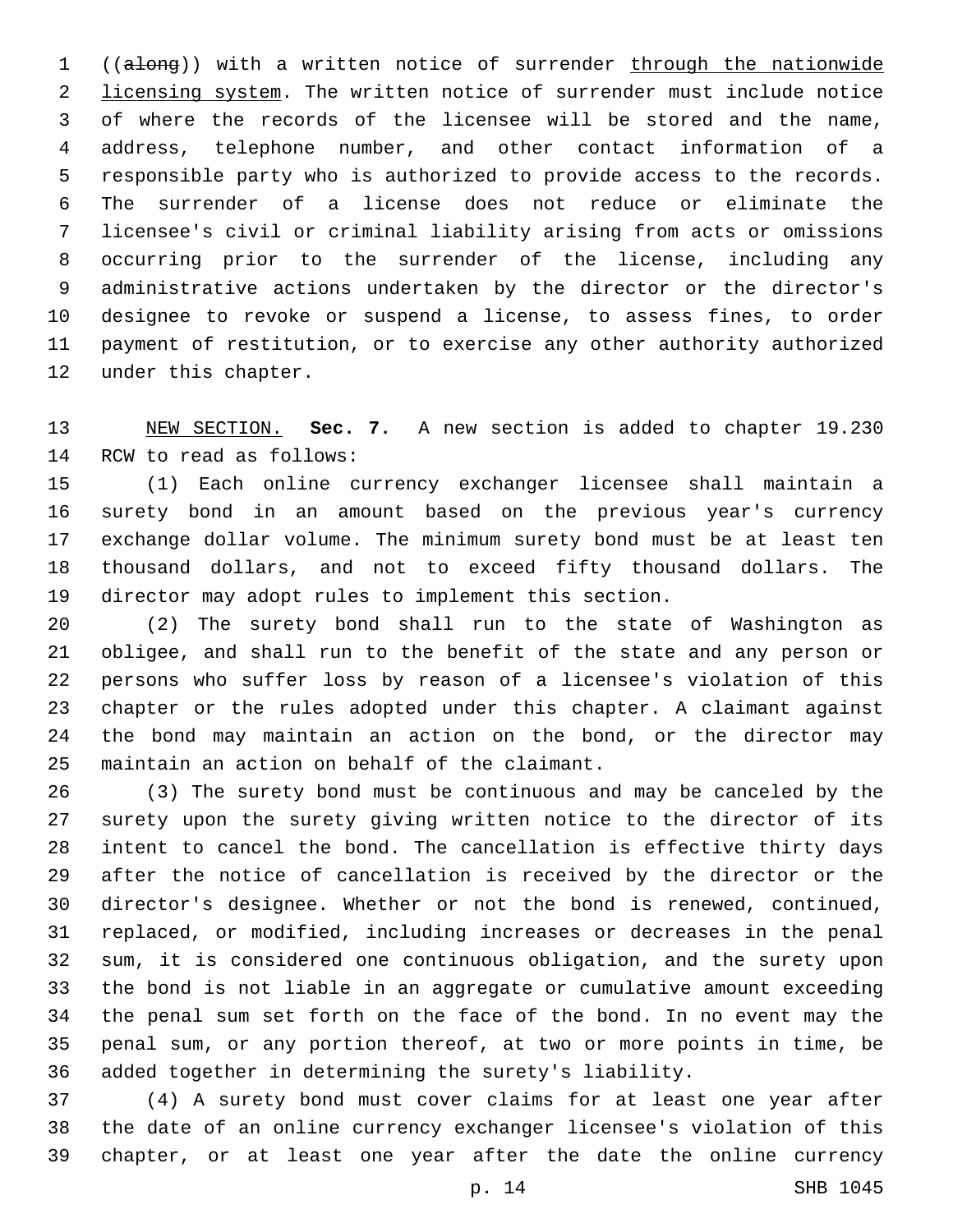((~~along~~)) with a written notice of surrender <u>through the nationwide licensing system</u>. The written notice of surrender must include notice of where the records of the licensee will be stored and the name, address, telephone number, and other contact information of a responsible party who is authorized to provide access to the records. The surrender of a license does not reduce or eliminate the licensee's civil or criminal liability arising from acts or omissions occurring prior to the surrender of the license, including any administrative actions undertaken by the director or the director's designee to revoke or suspend a license, to assess fines, to order payment of restitution, or to exercise any other authority authorized under this chapter.

<u>NEW SECTION.</u> **Sec. 7.** A new section is added to chapter 19.230 RCW to read as follows:

(1) Each online currency exchanger licensee shall maintain a surety bond in an amount based on the previous year's currency exchange dollar volume. The minimum surety bond must be at least ten thousand dollars, and not to exceed fifty thousand dollars. The director may adopt rules to implement this section.

(2) The surety bond shall run to the state of Washington as obligee, and shall run to the benefit of the state and any person or persons who suffer loss by reason of a licensee's violation of this chapter or the rules adopted under this chapter. A claimant against the bond may maintain an action on the bond, or the director may maintain an action on behalf of the claimant.

(3) The surety bond must be continuous and may be canceled by the surety upon the surety giving written notice to the director of its intent to cancel the bond. The cancellation is effective thirty days after the notice of cancellation is received by the director or the director's designee. Whether or not the bond is renewed, continued, replaced, or modified, including increases or decreases in the penal sum, it is considered one continuous obligation, and the surety upon the bond is not liable in an aggregate or cumulative amount exceeding the penal sum set forth on the face of the bond. In no event may the penal sum, or any portion thereof, at two or more points in time, be added together in determining the surety's liability.

(4) A surety bond must cover claims for at least one year after the date of an online currency exchanger licensee's violation of this chapter, or at least one year after the date the online currency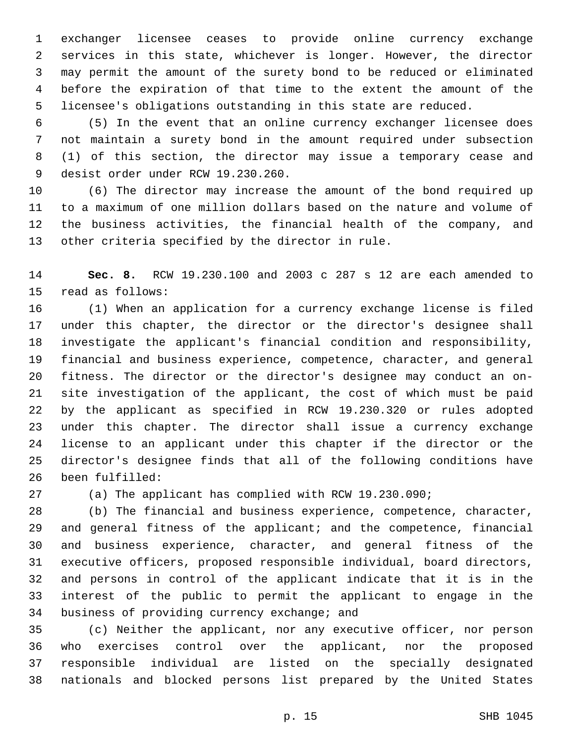exchanger licensee ceases to provide online currency exchange services in this state, whichever is longer. However, the director may permit the amount of the surety bond to be reduced or eliminated before the expiration of that time to the extent the amount of the licensee's obligations outstanding in this state are reduced.

(5) In the event that an online currency exchanger licensee does not maintain a surety bond in the amount required under subsection (1) of this section, the director may issue a temporary cease and desist order under RCW 19.230.260.

(6) The director may increase the amount of the bond required up to a maximum of one million dollars based on the nature and volume of the business activities, the financial health of the company, and other criteria specified by the director in rule.

**Sec. 8.** RCW 19.230.100 and 2003 c 287 s 12 are each amended to read as follows:

(1) When an application for a currency exchange license is filed under this chapter, the director or the director's designee shall investigate the applicant's financial condition and responsibility, financial and business experience, competence, character, and general fitness. The director or the director's designee may conduct an on-site investigation of the applicant, the cost of which must be paid by the applicant as specified in RCW 19.230.320 or rules adopted under this chapter. The director shall issue a currency exchange license to an applicant under this chapter if the director or the director's designee finds that all of the following conditions have been fulfilled:

(a) The applicant has complied with RCW 19.230.090;

(b) The financial and business experience, competence, character, and general fitness of the applicant; and the competence, financial and business experience, character, and general fitness of the executive officers, proposed responsible individual, board directors, and persons in control of the applicant indicate that it is in the interest of the public to permit the applicant to engage in the business of providing currency exchange; and

(c) Neither the applicant, nor any executive officer, nor person who exercises control over the applicant, nor the proposed responsible individual are listed on the specially designated nationals and blocked persons list prepared by the United States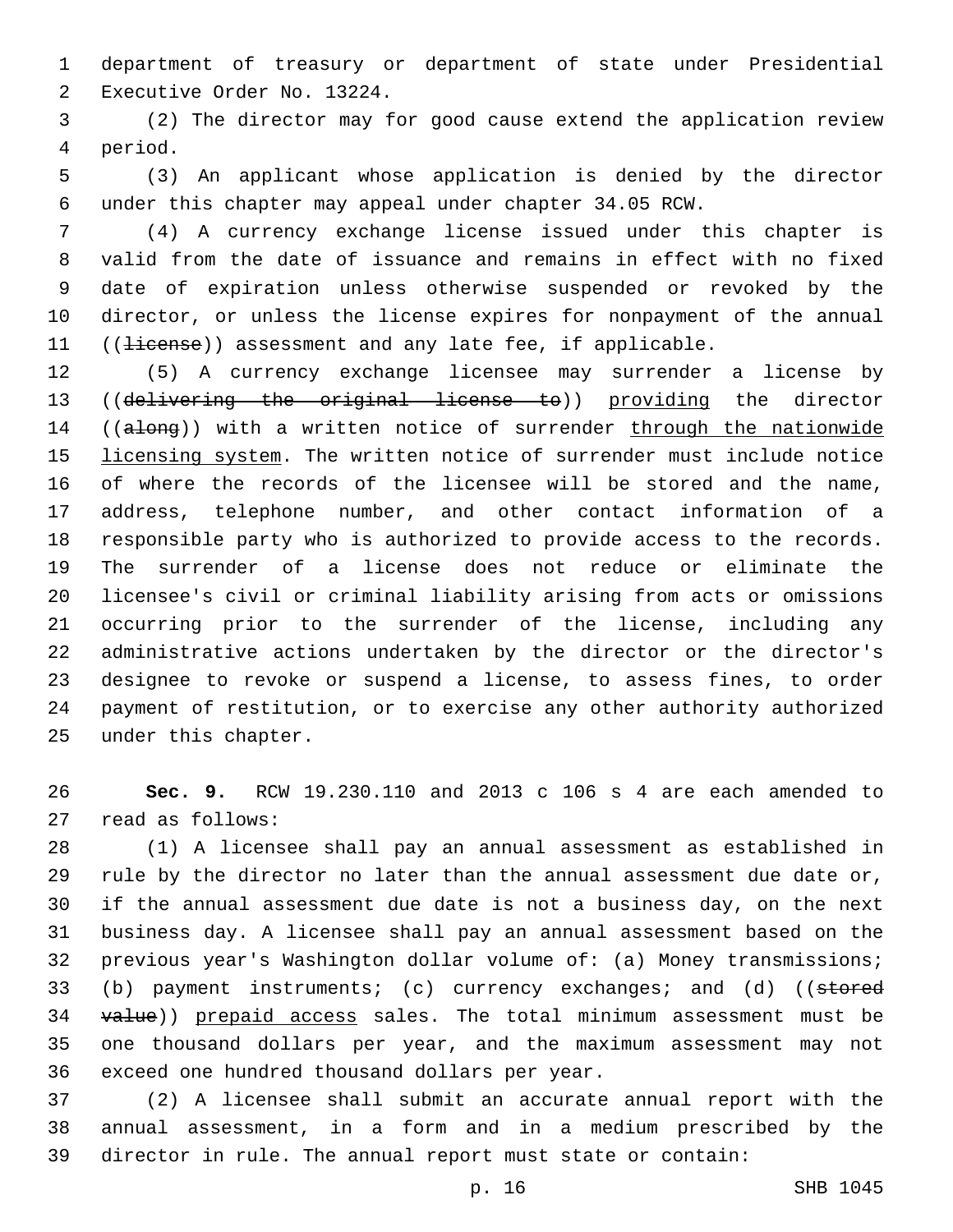department of treasury or department of state under Presidential Executive Order No. 13224.

(2) The director may for good cause extend the application review period.

(3) An applicant whose application is denied by the director under this chapter may appeal under chapter 34.05 RCW.

(4) A currency exchange license issued under this chapter is valid from the date of issuance and remains in effect with no fixed date of expiration unless otherwise suspended or revoked by the director, or unless the license expires for nonpayment of the annual ((~~license~~)) assessment and any late fee, if applicable.

(5) A currency exchange licensee may surrender a license by ((~~delivering the original license to~~)) <u>providing</u> the director ((~~along~~)) with a written notice of surrender <u>through the nationwide licensing system</u>. The written notice of surrender must include notice of where the records of the licensee will be stored and the name, address, telephone number, and other contact information of a responsible party who is authorized to provide access to the records. The surrender of a license does not reduce or eliminate the licensee's civil or criminal liability arising from acts or omissions occurring prior to the surrender of the license, including any administrative actions undertaken by the director or the director's designee to revoke or suspend a license, to assess fines, to order payment of restitution, or to exercise any other authority authorized under this chapter.

**Sec. 9.** RCW 19.230.110 and 2013 c 106 s 4 are each amended to read as follows:

(1) A licensee shall pay an annual assessment as established in rule by the director no later than the annual assessment due date or, if the annual assessment due date is not a business day, on the next business day. A licensee shall pay an annual assessment based on the previous year's Washington dollar volume of: (a) Money transmissions; (b) payment instruments; (c) currency exchanges; and (d) ((~~stored value~~)) <u>prepaid access</u> sales. The total minimum assessment must be one thousand dollars per year, and the maximum assessment may not exceed one hundred thousand dollars per year.

(2) A licensee shall submit an accurate annual report with the annual assessment, in a form and in a medium prescribed by the director in rule. The annual report must state or contain: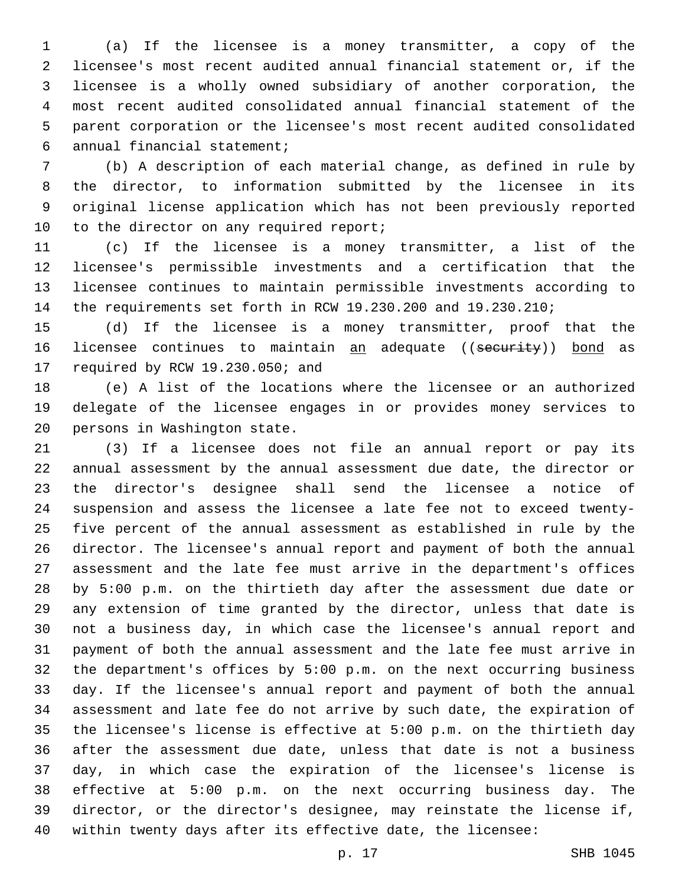(a) If the licensee is a money transmitter, a copy of the licensee's most recent audited annual financial statement or, if the licensee is a wholly owned subsidiary of another corporation, the most recent audited consolidated annual financial statement of the parent corporation or the licensee's most recent audited consolidated annual financial statement;

(b) A description of each material change, as defined in rule by the director, to information submitted by the licensee in its original license application which has not been previously reported to the director on any required report;

(c) If the licensee is a money transmitter, a list of the licensee's permissible investments and a certification that the licensee continues to maintain permissible investments according to the requirements set forth in RCW 19.230.200 and 19.230.210;

(d) If the licensee is a money transmitter, proof that the licensee continues to maintain an adequate ((security)) bond as required by RCW 19.230.050; and

(e) A list of the locations where the licensee or an authorized delegate of the licensee engages in or provides money services to persons in Washington state.

(3) If a licensee does not file an annual report or pay its annual assessment by the annual assessment due date, the director or the director's designee shall send the licensee a notice of suspension and assess the licensee a late fee not to exceed twenty-five percent of the annual assessment as established in rule by the director. The licensee's annual report and payment of both the annual assessment and the late fee must arrive in the department's offices by 5:00 p.m. on the thirtieth day after the assessment due date or any extension of time granted by the director, unless that date is not a business day, in which case the licensee's annual report and payment of both the annual assessment and the late fee must arrive in the department's offices by 5:00 p.m. on the next occurring business day. If the licensee's annual report and payment of both the annual assessment and late fee do not arrive by such date, the expiration of the licensee's license is effective at 5:00 p.m. on the thirtieth day after the assessment due date, unless that date is not a business day, in which case the expiration of the licensee's license is effective at 5:00 p.m. on the next occurring business day. The director, or the director's designee, may reinstate the license if, within twenty days after its effective date, the licensee: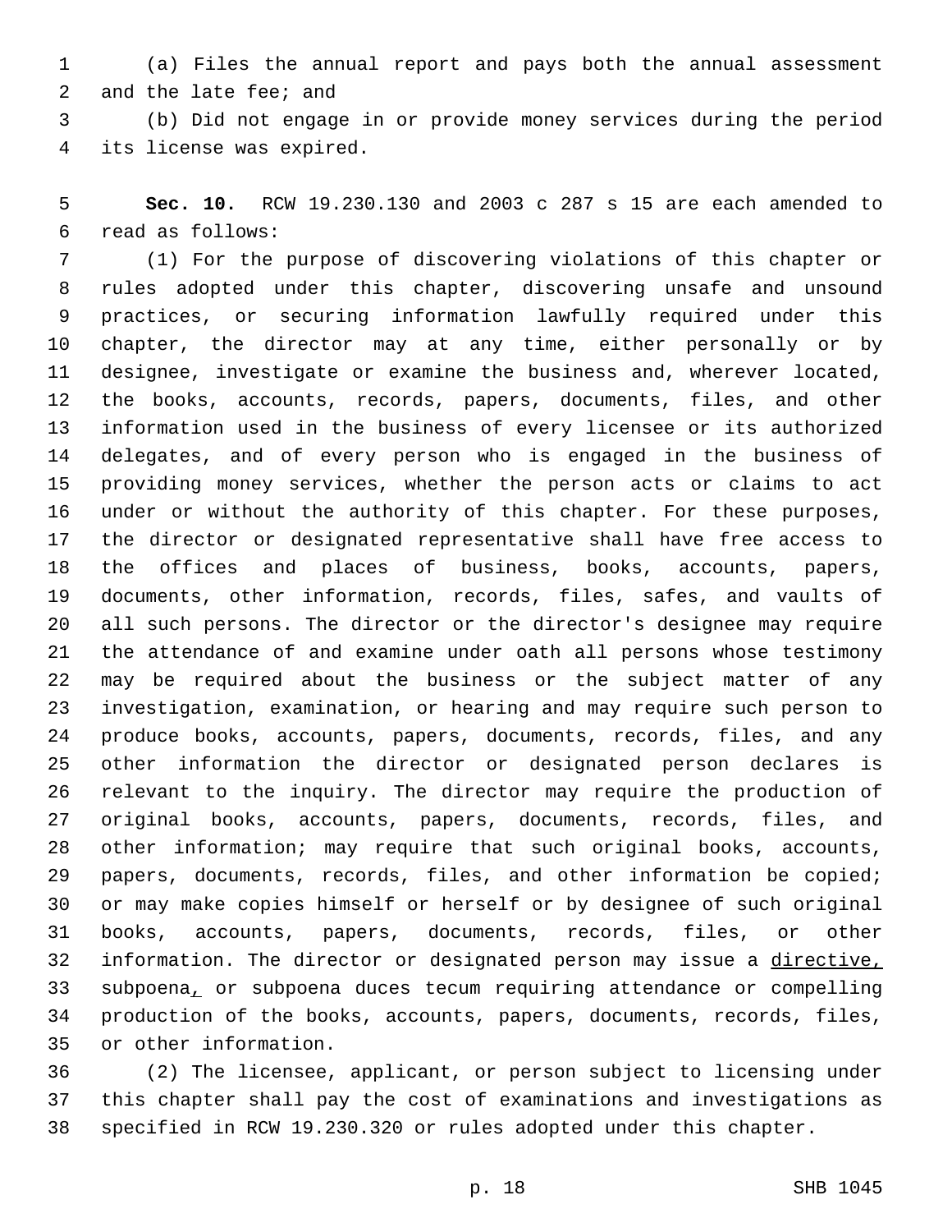(a) Files the annual report and pays both the annual assessment and the late fee; and

(b) Did not engage in or provide money services during the period its license was expired.

**Sec. 10.** RCW 19.230.130 and 2003 c 287 s 15 are each amended to read as follows:

(1) For the purpose of discovering violations of this chapter or rules adopted under this chapter, discovering unsafe and unsound practices, or securing information lawfully required under this chapter, the director may at any time, either personally or by designee, investigate or examine the business and, wherever located, the books, accounts, records, papers, documents, files, and other information used in the business of every licensee or its authorized delegates, and of every person who is engaged in the business of providing money services, whether the person acts or claims to act under or without the authority of this chapter. For these purposes, the director or designated representative shall have free access to the offices and places of business, books, accounts, papers, documents, other information, records, files, safes, and vaults of all such persons. The director or the director's designee may require the attendance of and examine under oath all persons whose testimony may be required about the business or the subject matter of any investigation, examination, or hearing and may require such person to produce books, accounts, papers, documents, records, files, and any other information the director or designated person declares is relevant to the inquiry. The director may require the production of original books, accounts, papers, documents, records, files, and other information; may require that such original books, accounts, papers, documents, records, files, and other information be copied; or may make copies himself or herself or by designee of such original books, accounts, papers, documents, records, files, or other information. The director or designated person may issue a <u>directive,</u> subpoena<u>,</u> or subpoena duces tecum requiring attendance or compelling production of the books, accounts, papers, documents, records, files, or other information.

(2) The licensee, applicant, or person subject to licensing under this chapter shall pay the cost of examinations and investigations as specified in RCW 19.230.320 or rules adopted under this chapter.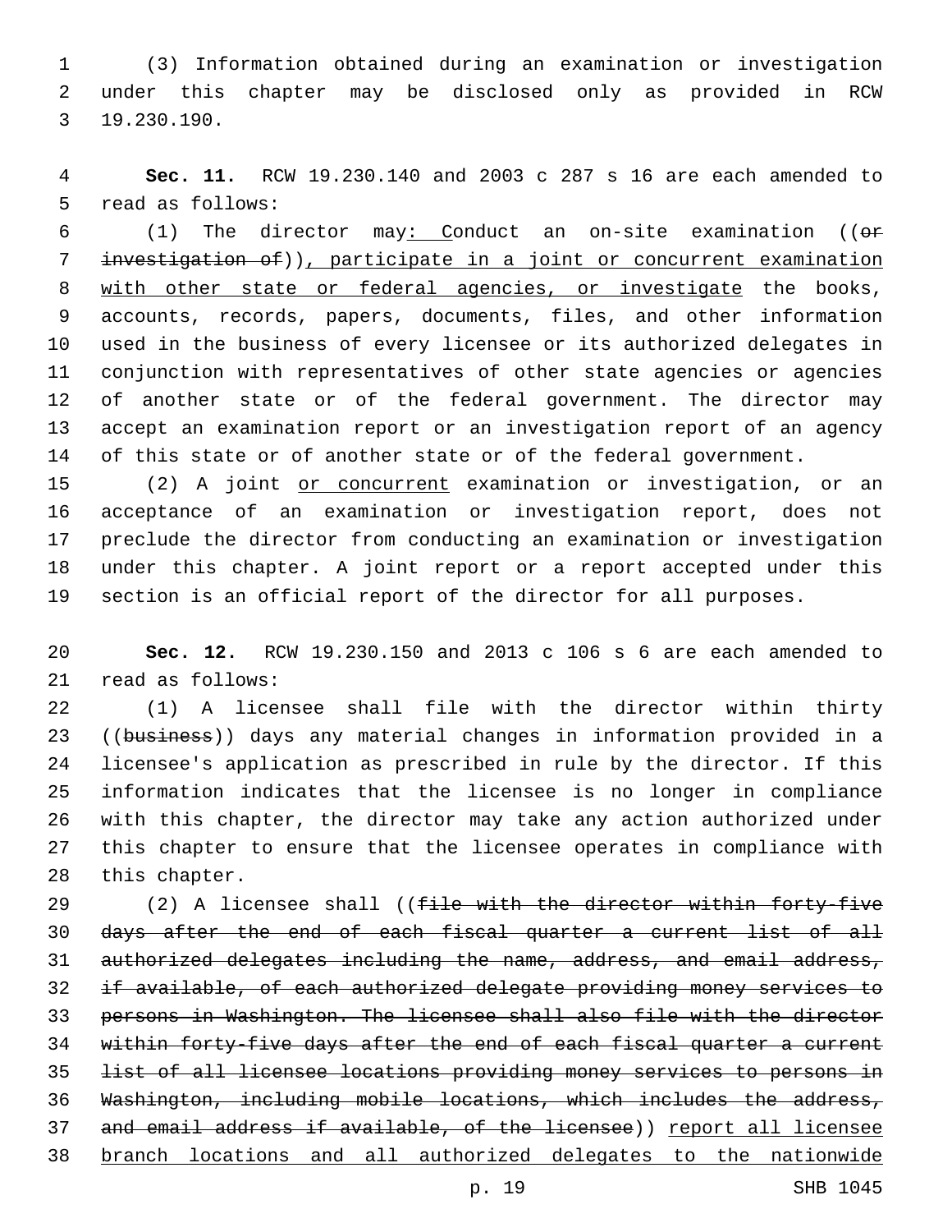(3) Information obtained during an examination or investigation under this chapter may be disclosed only as provided in RCW 19.230.190.

**Sec. 11.** RCW 19.230.140 and 2003 c 287 s 16 are each amended to read as follows:

(1) The director may: Conduct an on-site examination ((~~or investigation of~~)), participate in a joint or concurrent examination with other state or federal agencies, or investigate the books, accounts, records, papers, documents, files, and other information used in the business of every licensee or its authorized delegates in conjunction with representatives of other state agencies or agencies of another state or of the federal government. The director may accept an examination report or an investigation report of an agency of this state or of another state or of the federal government.

(2) A joint or concurrent examination or investigation, or an acceptance of an examination or investigation report, does not preclude the director from conducting an examination or investigation under this chapter. A joint report or a report accepted under this section is an official report of the director for all purposes.

**Sec. 12.** RCW 19.230.150 and 2013 c 106 s 6 are each amended to read as follows:

(1) A licensee shall file with the director within thirty ((~~business~~)) days any material changes in information provided in a licensee's application as prescribed in rule by the director. If this information indicates that the licensee is no longer in compliance with this chapter, the director may take any action authorized under this chapter to ensure that the licensee operates in compliance with this chapter.

(2) A licensee shall ((~~file with the director within forty-five days after the end of each fiscal quarter a current list of all authorized delegates including the name, address, and email address, if available, of each authorized delegate providing money services to persons in Washington. The licensee shall also file with the director within forty-five days after the end of each fiscal quarter a current list of all licensee locations providing money services to persons in Washington, including mobile locations, which includes the address, and email address if available, of the licensee~~)) report all licensee branch locations and all authorized delegates to the nationwide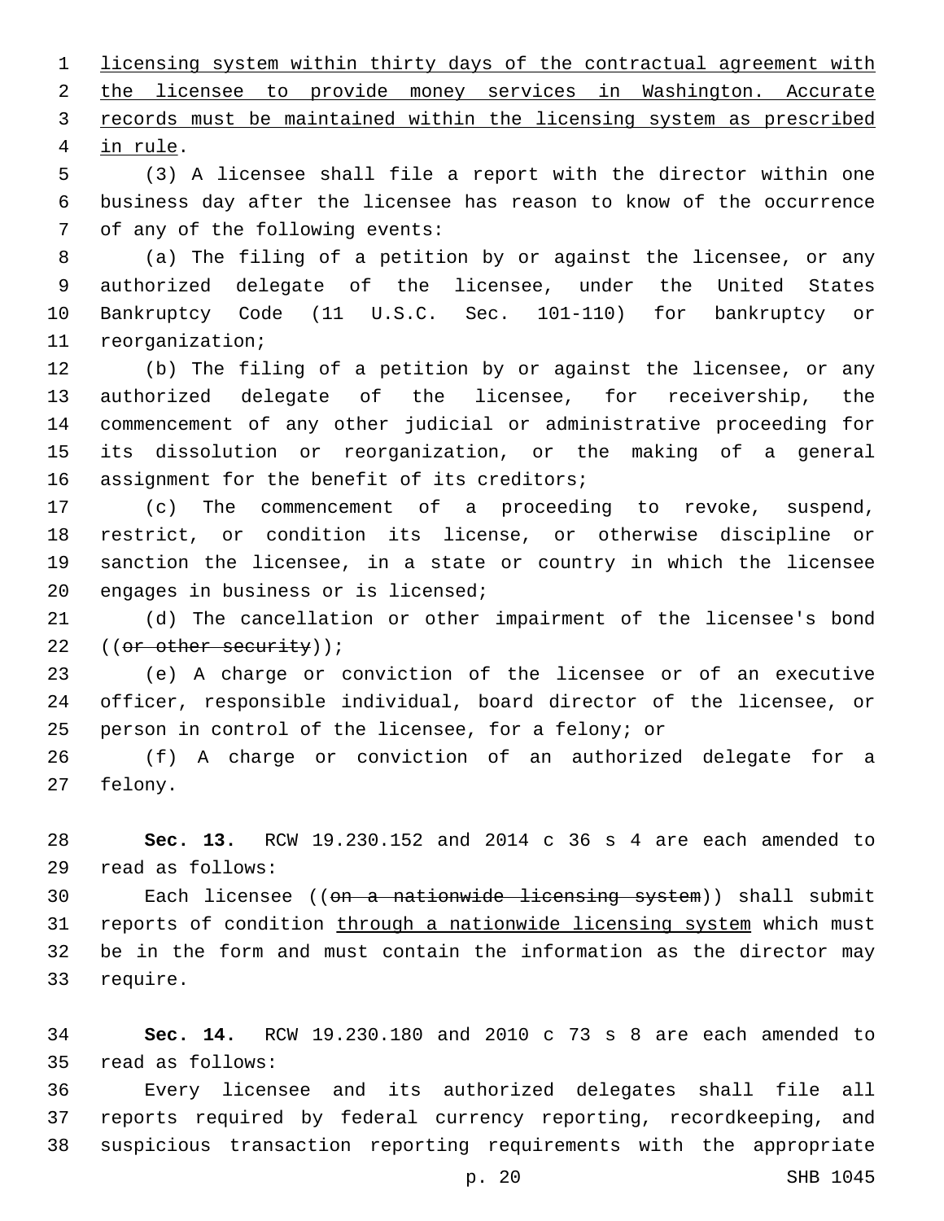licensing system within thirty days of the contractual agreement with the licensee to provide money services in Washington. Accurate records must be maintained within the licensing system as prescribed in rule.

(3) A licensee shall file a report with the director within one business day after the licensee has reason to know of the occurrence of any of the following events:

(a) The filing of a petition by or against the licensee, or any authorized delegate of the licensee, under the United States Bankruptcy Code (11 U.S.C. Sec. 101-110) for bankruptcy or reorganization;

(b) The filing of a petition by or against the licensee, or any authorized delegate of the licensee, for receivership, the commencement of any other judicial or administrative proceeding for its dissolution or reorganization, or the making of a general assignment for the benefit of its creditors;

(c) The commencement of a proceeding to revoke, suspend, restrict, or condition its license, or otherwise discipline or sanction the licensee, in a state or country in which the licensee engages in business or is licensed;

(d) The cancellation or other impairment of the licensee's bond ((~~or other security~~));

(e) A charge or conviction of the licensee or of an executive officer, responsible individual, board director of the licensee, or person in control of the licensee, for a felony; or

(f) A charge or conviction of an authorized delegate for a felony.

**Sec. 13.** RCW 19.230.152 and 2014 c 36 s 4 are each amended to read as follows:

Each licensee ((~~on a nationwide licensing system~~)) shall submit reports of condition through a nationwide licensing system which must be in the form and must contain the information as the director may require.

**Sec. 14.** RCW 19.230.180 and 2010 c 73 s 8 are each amended to read as follows:

Every licensee and its authorized delegates shall file all reports required by federal currency reporting, recordkeeping, and suspicious transaction reporting requirements with the appropriate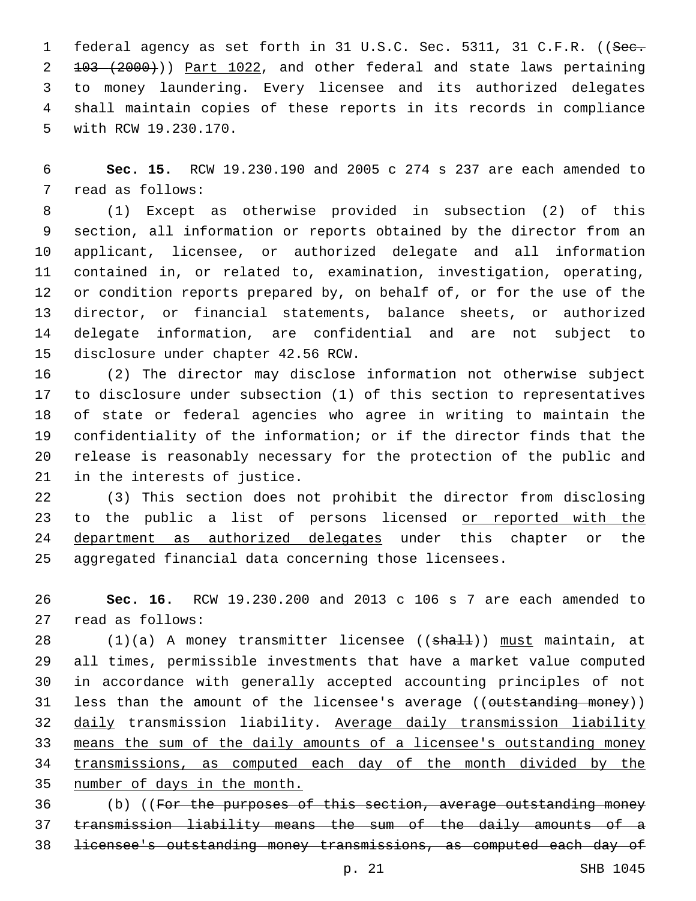federal agency as set forth in 31 U.S.C. Sec. 5311, 31 C.F.R. ((~~Sec. 103 (2000)~~)) Part 1022, and other federal and state laws pertaining to money laundering. Every licensee and its authorized delegates shall maintain copies of these reports in its records in compliance with RCW 19.230.170.

**Sec. 15.** RCW 19.230.190 and 2005 c 274 s 237 are each amended to read as follows:

(1) Except as otherwise provided in subsection (2) of this section, all information or reports obtained by the director from an applicant, licensee, or authorized delegate and all information contained in, or related to, examination, investigation, operating, or condition reports prepared by, on behalf of, or for the use of the director, or financial statements, balance sheets, or authorized delegate information, are confidential and are not subject to disclosure under chapter 42.56 RCW.

(2) The director may disclose information not otherwise subject to disclosure under subsection (1) of this section to representatives of state or federal agencies who agree in writing to maintain the confidentiality of the information; or if the director finds that the release is reasonably necessary for the protection of the public and in the interests of justice.

(3) This section does not prohibit the director from disclosing to the public a list of persons licensed or reported with the department as authorized delegates under this chapter or the aggregated financial data concerning those licensees.

**Sec. 16.** RCW 19.230.200 and 2013 c 106 s 7 are each amended to read as follows:

(1)(a) A money transmitter licensee ((~~shall~~)) must maintain, at all times, permissible investments that have a market value computed in accordance with generally accepted accounting principles of not less than the amount of the licensee's average ((~~outstanding money~~)) daily transmission liability. Average daily transmission liability means the sum of the daily amounts of a licensee's outstanding money transmissions, as computed each day of the month divided by the number of days in the month.

(b) ((~~For the purposes of this section, average outstanding money transmission liability means the sum of the daily amounts of a licensee's outstanding money transmissions, as computed each day of~~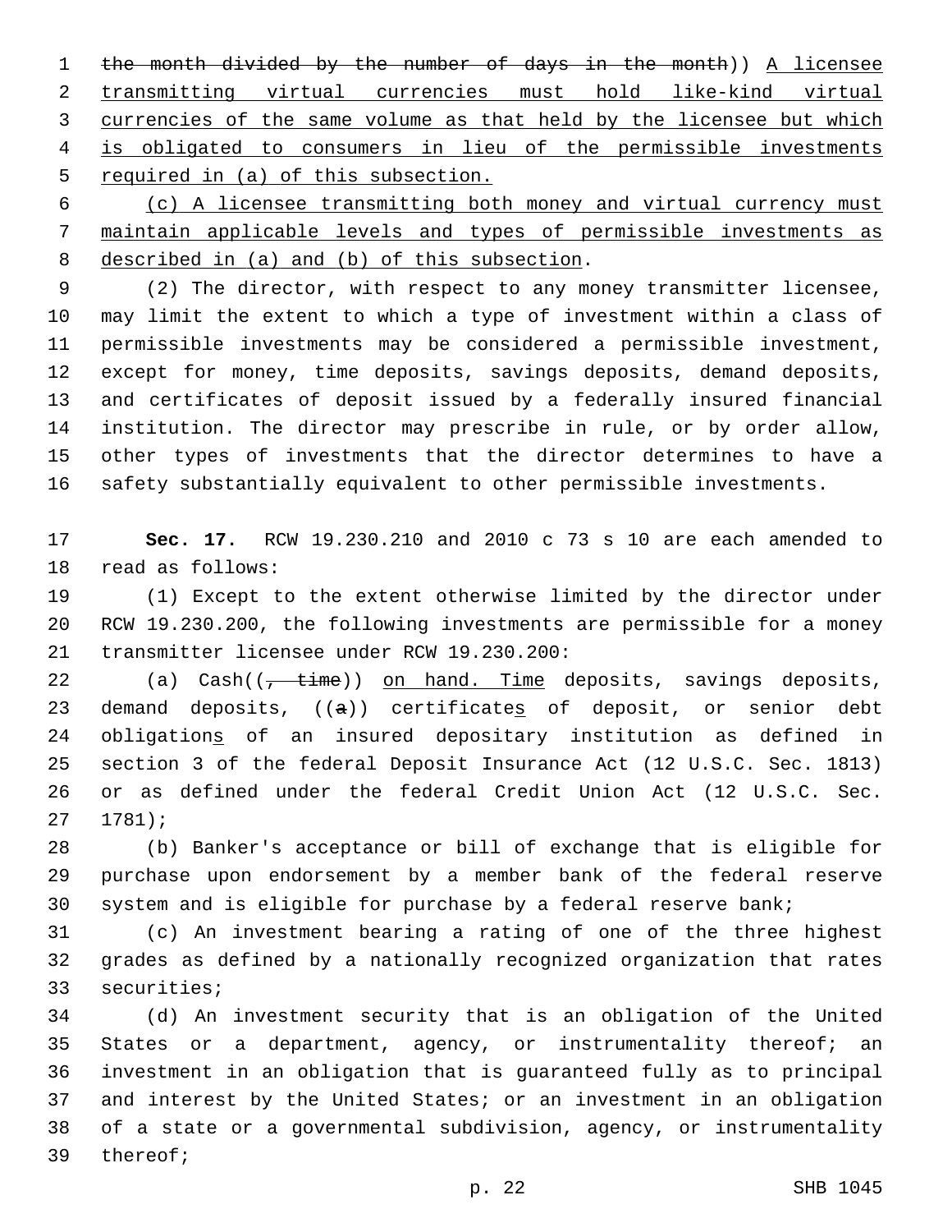the month divided by the number of days in the month)) A licensee transmitting virtual currencies must hold like-kind virtual currencies of the same volume as that held by the licensee but which is obligated to consumers in lieu of the permissible investments required in (a) of this subsection.

(c) A licensee transmitting both money and virtual currency must maintain applicable levels and types of permissible investments as described in (a) and (b) of this subsection.

(2) The director, with respect to any money transmitter licensee, may limit the extent to which a type of investment within a class of permissible investments may be considered a permissible investment, except for money, time deposits, savings deposits, demand deposits, and certificates of deposit issued by a federally insured financial institution. The director may prescribe in rule, or by order allow, other types of investments that the director determines to have a safety substantially equivalent to other permissible investments.

**Sec. 17.** RCW 19.230.210 and 2010 c 73 s 10 are each amended to read as follows:

(1) Except to the extent otherwise limited by the director under RCW 19.230.200, the following investments are permissible for a money transmitter licensee under RCW 19.230.200:

(a) Cash((, time)) on hand. Time deposits, savings deposits, demand deposits, ((a)) certificates of deposit, or senior debt obligations of an insured depositary institution as defined in section 3 of the federal Deposit Insurance Act (12 U.S.C. Sec. 1813) or as defined under the federal Credit Union Act (12 U.S.C. Sec. 1781);

(b) Banker's acceptance or bill of exchange that is eligible for purchase upon endorsement by a member bank of the federal reserve system and is eligible for purchase by a federal reserve bank;

(c) An investment bearing a rating of one of the three highest grades as defined by a nationally recognized organization that rates securities;

(d) An investment security that is an obligation of the United States or a department, agency, or instrumentality thereof; an investment in an obligation that is guaranteed fully as to principal and interest by the United States; or an investment in an obligation of a state or a governmental subdivision, agency, or instrumentality thereof;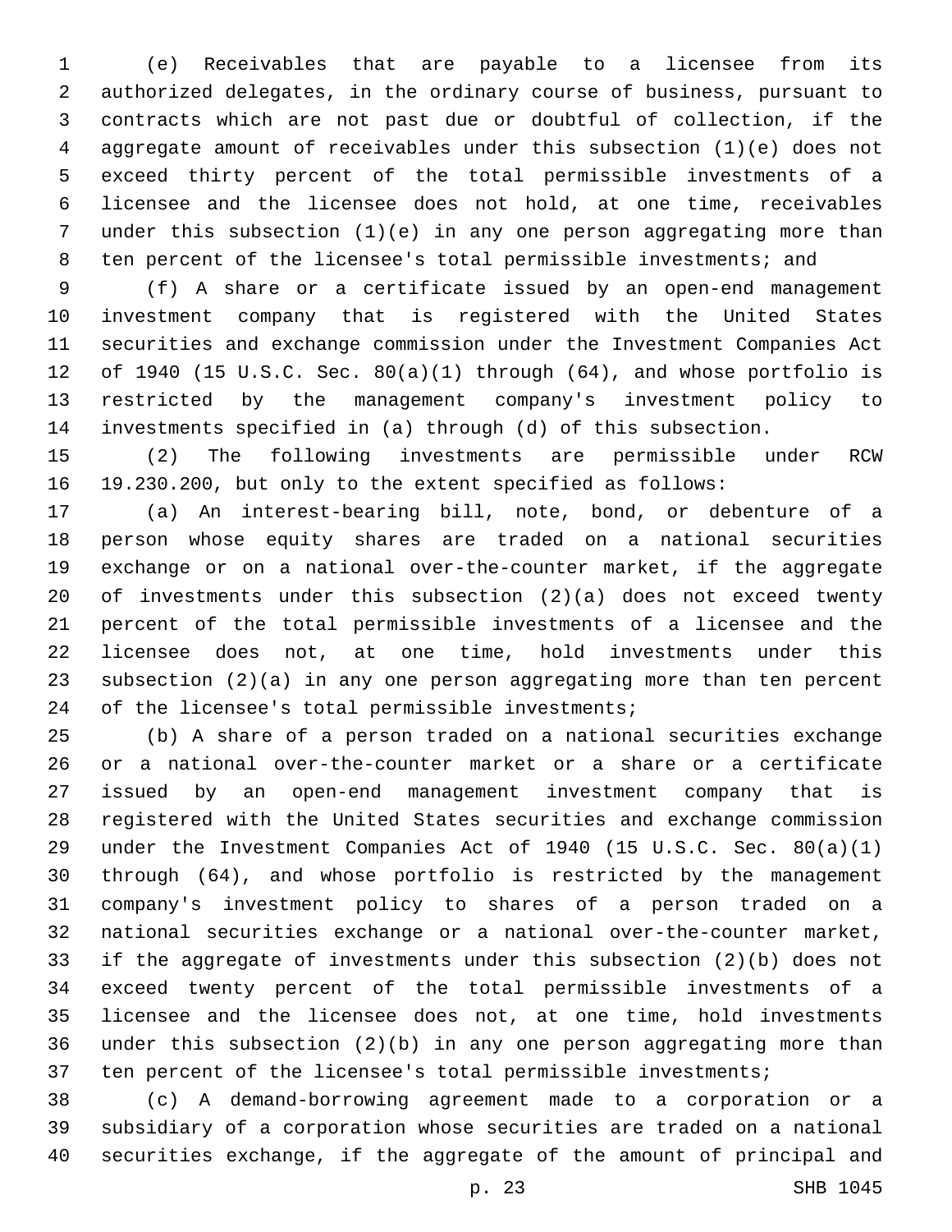(e) Receivables that are payable to a licensee from its authorized delegates, in the ordinary course of business, pursuant to contracts which are not past due or doubtful of collection, if the aggregate amount of receivables under this subsection (1)(e) does not exceed thirty percent of the total permissible investments of a licensee and the licensee does not hold, at one time, receivables under this subsection (1)(e) in any one person aggregating more than ten percent of the licensee's total permissible investments; and

(f) A share or a certificate issued by an open-end management investment company that is registered with the United States securities and exchange commission under the Investment Companies Act of 1940 (15 U.S.C. Sec. 80(a)(1) through (64), and whose portfolio is restricted by the management company's investment policy to investments specified in (a) through (d) of this subsection.

(2) The following investments are permissible under RCW 19.230.200, but only to the extent specified as follows:

(a) An interest-bearing bill, note, bond, or debenture of a person whose equity shares are traded on a national securities exchange or on a national over-the-counter market, if the aggregate of investments under this subsection (2)(a) does not exceed twenty percent of the total permissible investments of a licensee and the licensee does not, at one time, hold investments under this subsection (2)(a) in any one person aggregating more than ten percent of the licensee's total permissible investments;

(b) A share of a person traded on a national securities exchange or a national over-the-counter market or a share or a certificate issued by an open-end management investment company that is registered with the United States securities and exchange commission under the Investment Companies Act of 1940 (15 U.S.C. Sec. 80(a)(1) through (64), and whose portfolio is restricted by the management company's investment policy to shares of a person traded on a national securities exchange or a national over-the-counter market, if the aggregate of investments under this subsection (2)(b) does not exceed twenty percent of the total permissible investments of a licensee and the licensee does not, at one time, hold investments under this subsection (2)(b) in any one person aggregating more than ten percent of the licensee's total permissible investments;

(c) A demand-borrowing agreement made to a corporation or a subsidiary of a corporation whose securities are traded on a national securities exchange, if the aggregate of the amount of principal and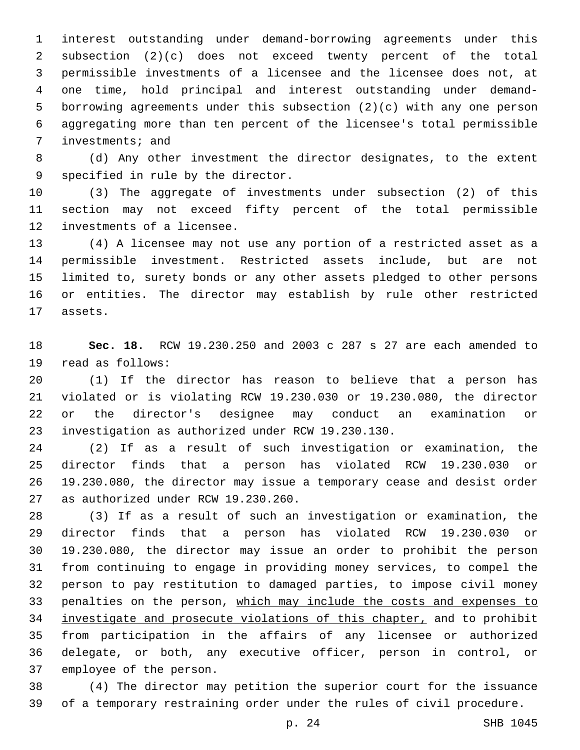interest outstanding under demand-borrowing agreements under this subsection (2)(c) does not exceed twenty percent of the total permissible investments of a licensee and the licensee does not, at one time, hold principal and interest outstanding under demand-borrowing agreements under this subsection (2)(c) with any one person aggregating more than ten percent of the licensee's total permissible investments; and

(d) Any other investment the director designates, to the extent specified in rule by the director.

(3) The aggregate of investments under subsection (2) of this section may not exceed fifty percent of the total permissible investments of a licensee.

(4) A licensee may not use any portion of a restricted asset as a permissible investment. Restricted assets include, but are not limited to, surety bonds or any other assets pledged to other persons or entities. The director may establish by rule other restricted assets.

**Sec. 18.** RCW 19.230.250 and 2003 c 287 s 27 are each amended to read as follows:

(1) If the director has reason to believe that a person has violated or is violating RCW 19.230.030 or 19.230.080, the director or the director's designee may conduct an examination or investigation as authorized under RCW 19.230.130.

(2) If as a result of such investigation or examination, the director finds that a person has violated RCW 19.230.030 or 19.230.080, the director may issue a temporary cease and desist order as authorized under RCW 19.230.260.

(3) If as a result of such an investigation or examination, the director finds that a person has violated RCW 19.230.030 or 19.230.080, the director may issue an order to prohibit the person from continuing to engage in providing money services, to compel the person to pay restitution to damaged parties, to impose civil money penalties on the person, <u>which may include the costs and expenses to investigate and prosecute violations of this chapter,</u> and to prohibit from participation in the affairs of any licensee or authorized delegate, or both, any executive officer, person in control, or employee of the person.

(4) The director may petition the superior court for the issuance of a temporary restraining order under the rules of civil procedure.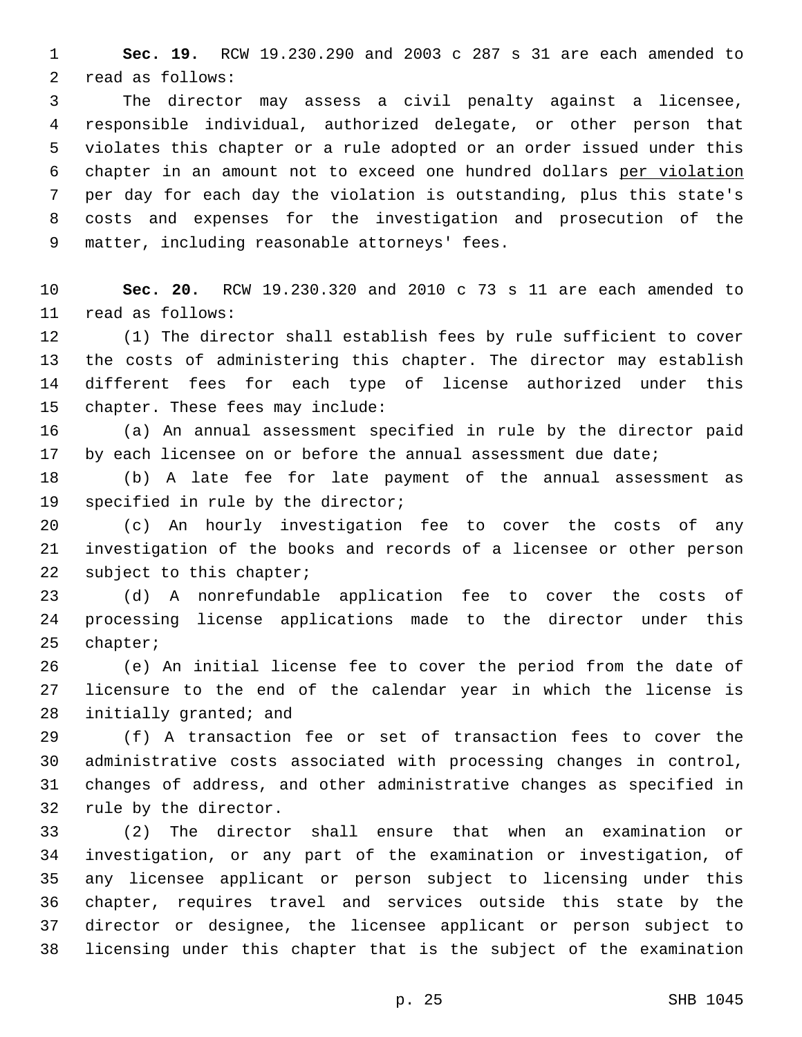**Sec. 19.** RCW 19.230.290 and 2003 c 287 s 31 are each amended to read as follows:

The director may assess a civil penalty against a licensee, responsible individual, authorized delegate, or other person that violates this chapter or a rule adopted or an order issued under this chapter in an amount not to exceed one hundred dollars <u>per violation</u> per day for each day the violation is outstanding, plus this state's costs and expenses for the investigation and prosecution of the matter, including reasonable attorneys' fees.

**Sec. 20.** RCW 19.230.320 and 2010 c 73 s 11 are each amended to read as follows:

(1) The director shall establish fees by rule sufficient to cover the costs of administering this chapter. The director may establish different fees for each type of license authorized under this chapter. These fees may include:

(a) An annual assessment specified in rule by the director paid by each licensee on or before the annual assessment due date;

(b) A late fee for late payment of the annual assessment as specified in rule by the director;

(c) An hourly investigation fee to cover the costs of any investigation of the books and records of a licensee or other person subject to this chapter;

(d) A nonrefundable application fee to cover the costs of processing license applications made to the director under this chapter;

(e) An initial license fee to cover the period from the date of licensure to the end of the calendar year in which the license is initially granted; and

(f) A transaction fee or set of transaction fees to cover the administrative costs associated with processing changes in control, changes of address, and other administrative changes as specified in rule by the director.

(2) The director shall ensure that when an examination or investigation, or any part of the examination or investigation, of any licensee applicant or person subject to licensing under this chapter, requires travel and services outside this state by the director or designee, the licensee applicant or person subject to licensing under this chapter that is the subject of the examination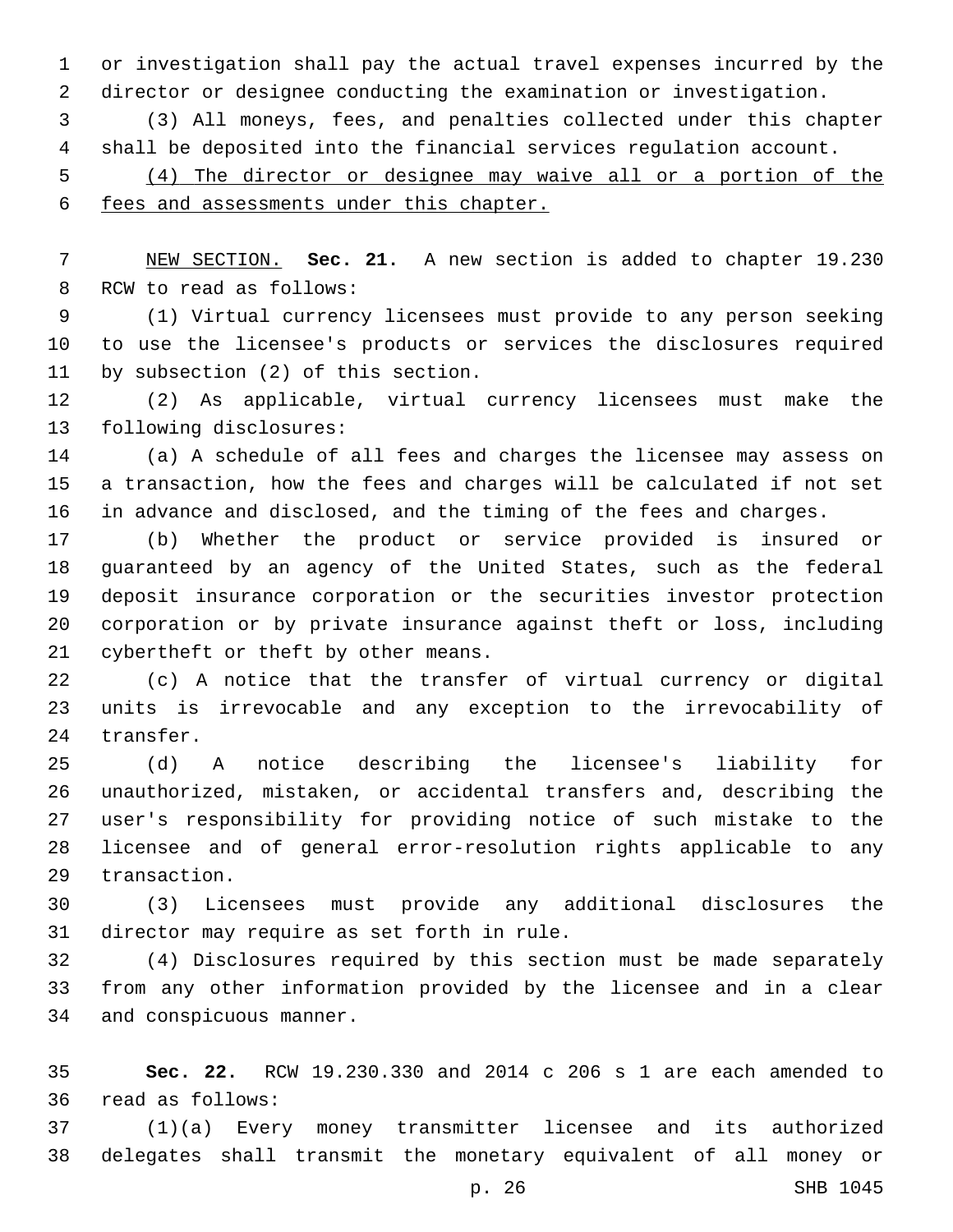or investigation shall pay the actual travel expenses incurred by the director or designee conducting the examination or investigation.

(3) All moneys, fees, and penalties collected under this chapter shall be deposited into the financial services regulation account.

<u>(4) The director or designee may waive all or a portion of the fees and assessments under this chapter.</u>

<u>NEW SECTION.</u> **Sec. 21.** A new section is added to chapter 19.230 RCW to read as follows:

(1) Virtual currency licensees must provide to any person seeking to use the licensee's products or services the disclosures required by subsection (2) of this section.

(2) As applicable, virtual currency licensees must make the following disclosures:

(a) A schedule of all fees and charges the licensee may assess on a transaction, how the fees and charges will be calculated if not set in advance and disclosed, and the timing of the fees and charges.

(b) Whether the product or service provided is insured or guaranteed by an agency of the United States, such as the federal deposit insurance corporation or the securities investor protection corporation or by private insurance against theft or loss, including cybertheft or theft by other means.

(c) A notice that the transfer of virtual currency or digital units is irrevocable and any exception to the irrevocability of transfer.

(d) A notice describing the licensee's liability for unauthorized, mistaken, or accidental transfers and, describing the user's responsibility for providing notice of such mistake to the licensee and of general error-resolution rights applicable to any transaction.

(3) Licensees must provide any additional disclosures the director may require as set forth in rule.

(4) Disclosures required by this section must be made separately from any other information provided by the licensee and in a clear and conspicuous manner.

**Sec. 22.** RCW 19.230.330 and 2014 c 206 s 1 are each amended to read as follows:

(1)(a) Every money transmitter licensee and its authorized delegates shall transmit the monetary equivalent of all money or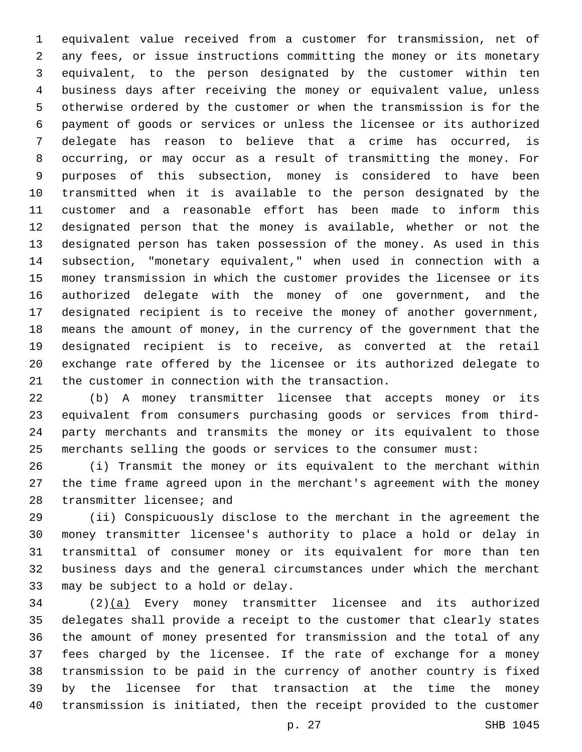equivalent value received from a customer for transmission, net of any fees, or issue instructions committing the money or its monetary equivalent, to the person designated by the customer within ten business days after receiving the money or equivalent value, unless otherwise ordered by the customer or when the transmission is for the payment of goods or services or unless the licensee or its authorized delegate has reason to believe that a crime has occurred, is occurring, or may occur as a result of transmitting the money. For purposes of this subsection, money is considered to have been transmitted when it is available to the person designated by the customer and a reasonable effort has been made to inform this designated person that the money is available, whether or not the designated person has taken possession of the money. As used in this subsection, "monetary equivalent," when used in connection with a money transmission in which the customer provides the licensee or its authorized delegate with the money of one government, and the designated recipient is to receive the money of another government, means the amount of money, in the currency of the government that the designated recipient is to receive, as converted at the retail exchange rate offered by the licensee or its authorized delegate to the customer in connection with the transaction.

(b) A money transmitter licensee that accepts money or its equivalent from consumers purchasing goods or services from third-party merchants and transmits the money or its equivalent to those merchants selling the goods or services to the consumer must:

(i) Transmit the money or its equivalent to the merchant within the time frame agreed upon in the merchant's agreement with the money transmitter licensee; and

(ii) Conspicuously disclose to the merchant in the agreement the money transmitter licensee's authority to place a hold or delay in transmittal of consumer money or its equivalent for more than ten business days and the general circumstances under which the merchant may be subject to a hold or delay.

(2)(a) Every money transmitter licensee and its authorized delegates shall provide a receipt to the customer that clearly states the amount of money presented for transmission and the total of any fees charged by the licensee. If the rate of exchange for a money transmission to be paid in the currency of another country is fixed by the licensee for that transaction at the time the money transmission is initiated, then the receipt provided to the customer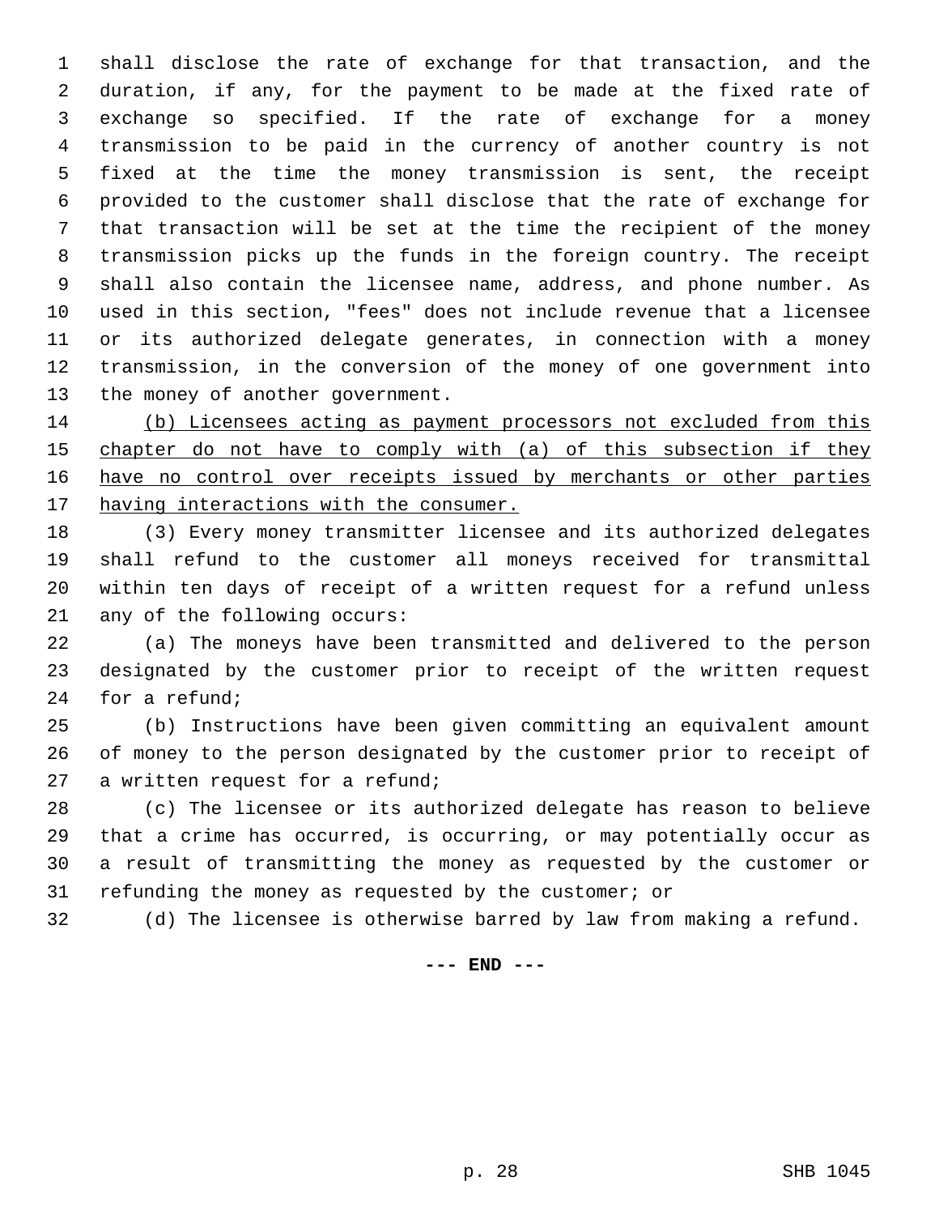shall disclose the rate of exchange for that transaction, and the duration, if any, for the payment to be made at the fixed rate of exchange so specified. If the rate of exchange for a money transmission to be paid in the currency of another country is not fixed at the time the money transmission is sent, the receipt provided to the customer shall disclose that the rate of exchange for that transaction will be set at the time the recipient of the money transmission picks up the funds in the foreign country. The receipt shall also contain the licensee name, address, and phone number. As used in this section, "fees" does not include revenue that a licensee or its authorized delegate generates, in connection with a money transmission, in the conversion of the money of one government into the money of another government.

<u>(b) Licensees acting as payment processors not excluded from this chapter do not have to comply with (a) of this subsection if they have no control over receipts issued by merchants or other parties having interactions with the consumer.</u>

(3) Every money transmitter licensee and its authorized delegates shall refund to the customer all moneys received for transmittal within ten days of receipt of a written request for a refund unless any of the following occurs:

(a) The moneys have been transmitted and delivered to the person designated by the customer prior to receipt of the written request for a refund;

(b) Instructions have been given committing an equivalent amount of money to the person designated by the customer prior to receipt of a written request for a refund;

(c) The licensee or its authorized delegate has reason to believe that a crime has occurred, is occurring, or may potentially occur as a result of transmitting the money as requested by the customer or refunding the money as requested by the customer; or

(d) The licensee is otherwise barred by law from making a refund.

**--- END ---**